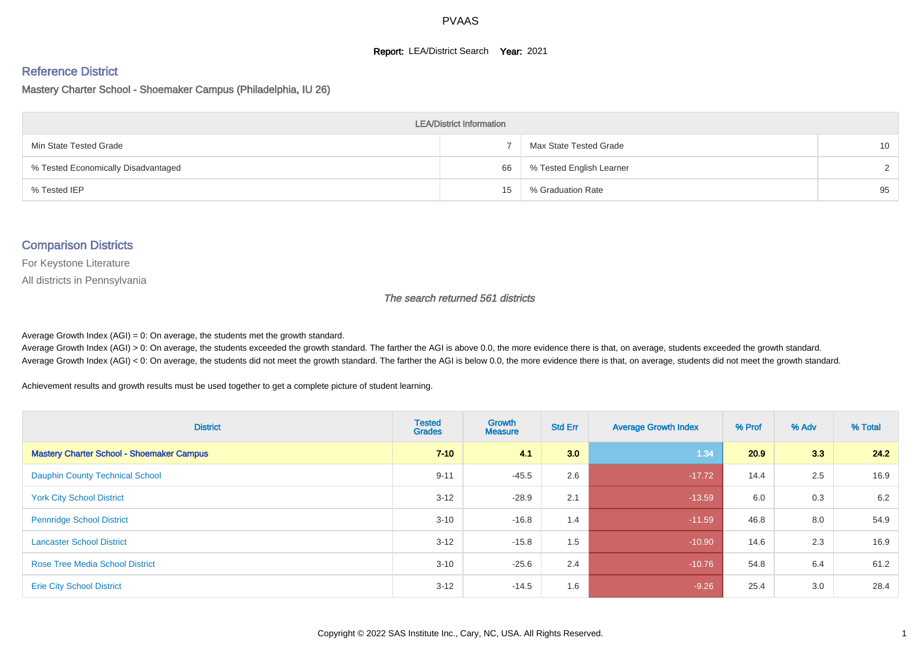PVAAS

**Report:** LEA/District Search **Year:** 2021

## Reference District

### Mastery Charter School - Shoemaker Campus (Philadelphia, IU 26)

| LEA/District Information | | | |
|---|---|---|---|
| Min State Tested Grade | 7 | Max State Tested Grade | 10 |
| % Tested Economically Disadvantaged | 66 | % Tested English Learner | 2 |
| % Tested IEP | 15 | % Graduation Rate | 95 |

## Comparison Districts

For Keystone Literature

All districts in Pennsylvania

*The search returned 561 districts*

Average Growth Index (AGI) = 0: On average, the students met the growth standard.

Average Growth Index (AGI) > 0: On average, the students exceeded the growth standard. The farther the AGI is above 0.0, the more evidence there is that, on average, students exceeded the growth standard.

Average Growth Index (AGI) < 0: On average, the students did not meet the growth standard. The farther the AGI is below 0.0, the more evidence there is that, on average, students did not meet the growth standard.

Achievement results and growth results must be used together to get a complete picture of student learning.

| District | Tested Grades | Growth Measure | Std Err | Average Growth Index | % Prof | % Adv | % Total |
|---|---|---|---|---|---|---|---|
| **Mastery Charter School - Shoemaker Campus** | **7-10** | **4.1** | **3.0** | **1.34** | **20.9** | **3.3** | **24.2** |
| Dauphin County Technical School | 9-11 | -45.5 | 2.6 | -17.72 | 14.4 | 2.5 | 16.9 |
| York City School District | 3-12 | -28.9 | 2.1 | -13.59 | 6.0 | 0.3 | 6.2 |
| Pennridge School District | 3-10 | -16.8 | 1.4 | -11.59 | 46.8 | 8.0 | 54.9 |
| Lancaster School District | 3-12 | -15.8 | 1.5 | -10.90 | 14.6 | 2.3 | 16.9 |
| Rose Tree Media School District | 3-10 | -25.6 | 2.4 | -10.76 | 54.8 | 6.4 | 61.2 |
| Erie City School District | 3-12 | -14.5 | 1.6 | -9.26 | 25.4 | 3.0 | 28.4 |

Copyright © 2022 SAS Institute Inc., Cary, NC, USA. All Rights Reserved.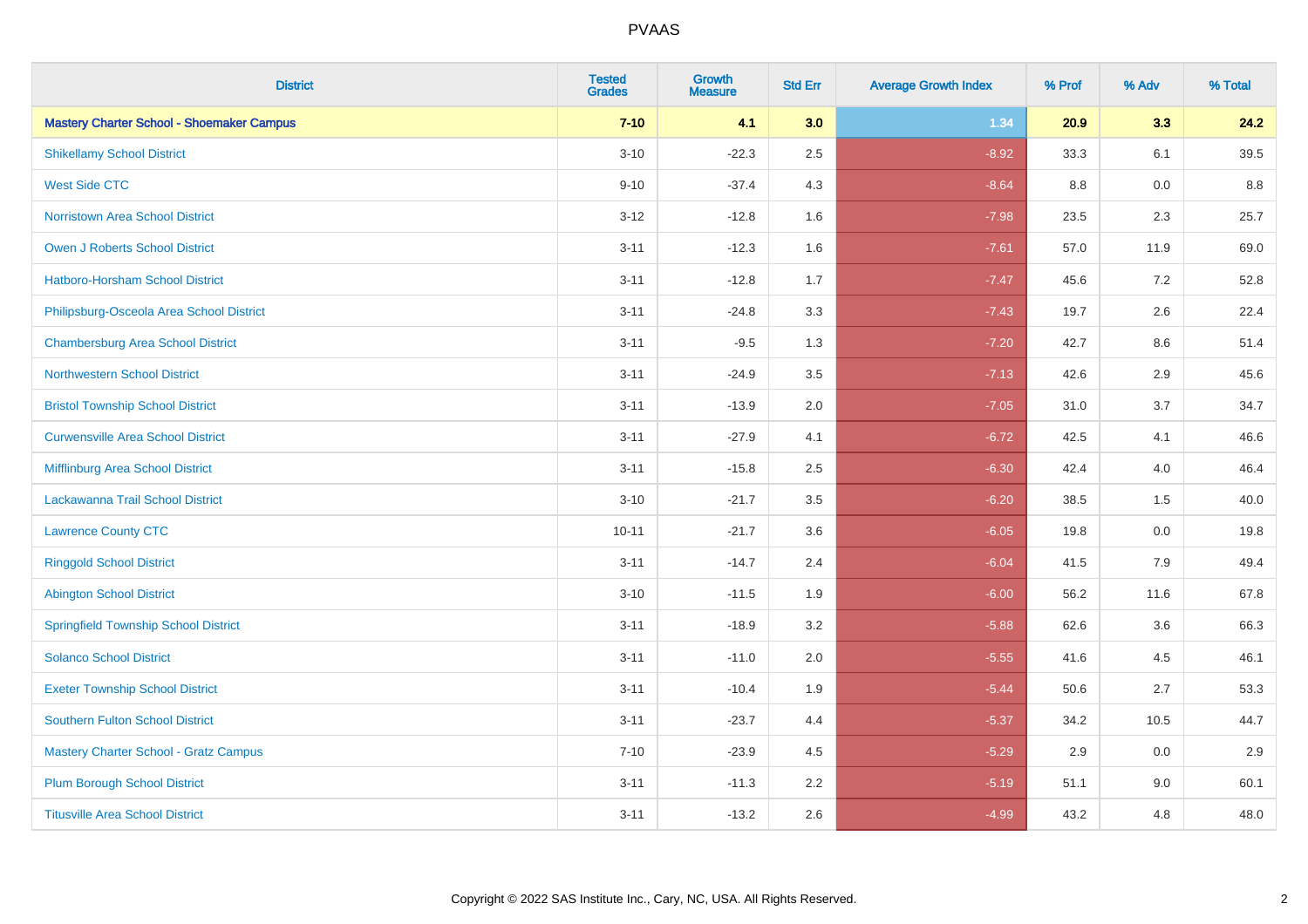| District | Tested Grades | Growth Measure | Std Err | Average Growth Index | % Prof | % Adv | % Total |
|---|---|---|---|---|---|---|---|
| **Mastery Charter School - Shoemaker Campus** | **7-10** | **4.1** | **3.0** | **1.34** | **20.9** | **3.3** | **24.2** |
| Shikellamy School District | 3-10 | -22.3 | 2.5 | -8.92 | 33.3 | 6.1 | 39.5 |
| West Side CTC | 9-10 | -37.4 | 4.3 | -8.64 | 8.8 | 0.0 | 8.8 |
| Norristown Area School District | 3-12 | -12.8 | 1.6 | -7.98 | 23.5 | 2.3 | 25.7 |
| Owen J Roberts School District | 3-11 | -12.3 | 1.6 | -7.61 | 57.0 | 11.9 | 69.0 |
| Hatboro-Horsham School District | 3-11 | -12.8 | 1.7 | -7.47 | 45.6 | 7.2 | 52.8 |
| Philipsburg-Osceola Area School District | 3-11 | -24.8 | 3.3 | -7.43 | 19.7 | 2.6 | 22.4 |
| Chambersburg Area School District | 3-11 | -9.5 | 1.3 | -7.20 | 42.7 | 8.6 | 51.4 |
| Northwestern School District | 3-11 | -24.9 | 3.5 | -7.13 | 42.6 | 2.9 | 45.6 |
| Bristol Township School District | 3-11 | -13.9 | 2.0 | -7.05 | 31.0 | 3.7 | 34.7 |
| Curwensville Area School District | 3-11 | -27.9 | 4.1 | -6.72 | 42.5 | 4.1 | 46.6 |
| Mifflinburg Area School District | 3-11 | -15.8 | 2.5 | -6.30 | 42.4 | 4.0 | 46.4 |
| Lackawanna Trail School District | 3-10 | -21.7 | 3.5 | -6.20 | 38.5 | 1.5 | 40.0 |
| Lawrence County CTC | 10-11 | -21.7 | 3.6 | -6.05 | 19.8 | 0.0 | 19.8 |
| Ringgold School District | 3-11 | -14.7 | 2.4 | -6.04 | 41.5 | 7.9 | 49.4 |
| Abington School District | 3-10 | -11.5 | 1.9 | -6.00 | 56.2 | 11.6 | 67.8 |
| Springfield Township School District | 3-11 | -18.9 | 3.2 | -5.88 | 62.6 | 3.6 | 66.3 |
| Solanco School District | 3-11 | -11.0 | 2.0 | -5.55 | 41.6 | 4.5 | 46.1 |
| Exeter Township School District | 3-11 | -10.4 | 1.9 | -5.44 | 50.6 | 2.7 | 53.3 |
| Southern Fulton School District | 3-11 | -23.7 | 4.4 | -5.37 | 34.2 | 10.5 | 44.7 |
| Mastery Charter School - Gratz Campus | 7-10 | -23.9 | 4.5 | -5.29 | 2.9 | 0.0 | 2.9 |
| Plum Borough School District | 3-11 | -11.3 | 2.2 | -5.19 | 51.1 | 9.0 | 60.1 |
| Titusville Area School District | 3-11 | -13.2 | 2.6 | -4.99 | 43.2 | 4.8 | 48.0 |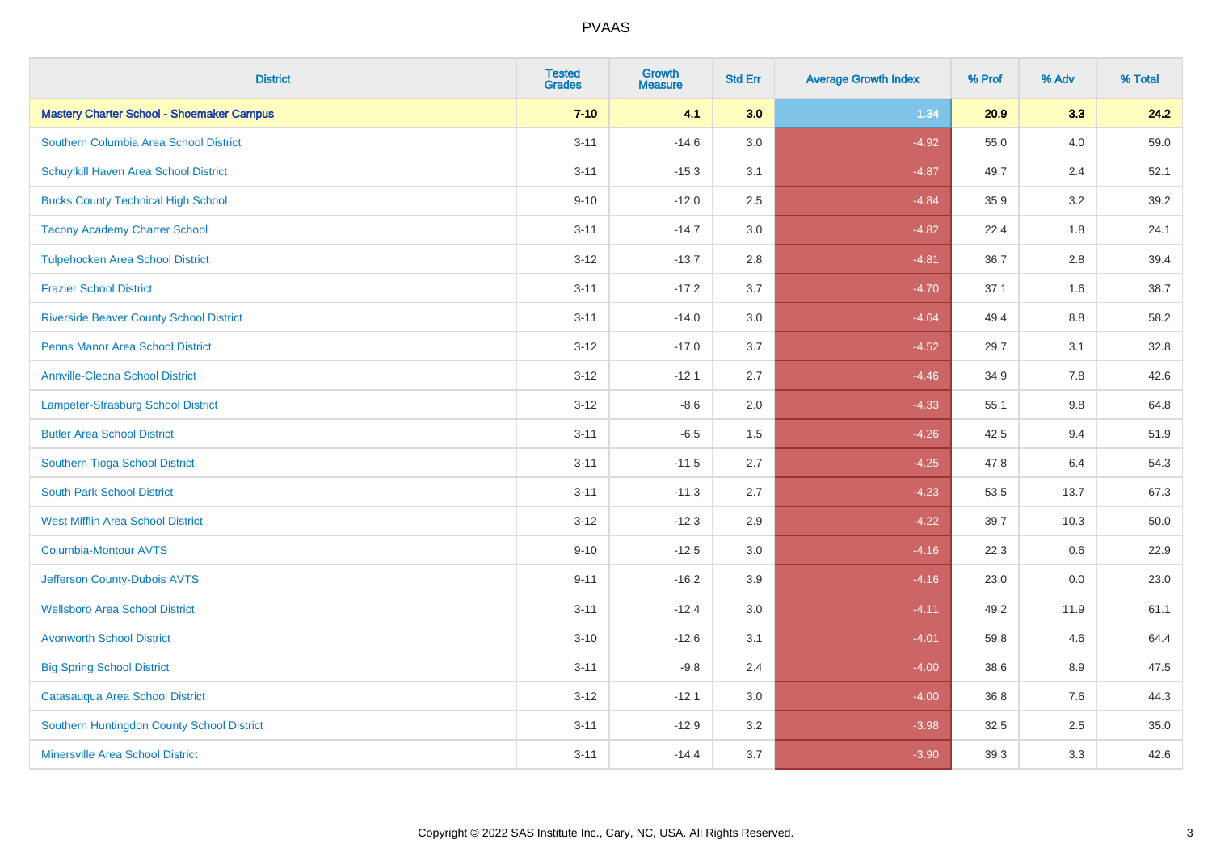| District | Tested Grades | Growth Measure | Std Err | Average Growth Index | % Prof | % Adv | % Total |
|---|---|---|---|---|---|---|---|
| **Mastery Charter School - Shoemaker Campus** | **7-10** | **4.1** | **3.0** | **1.34** | **20.9** | **3.3** | **24.2** |
| Southern Columbia Area School District | 3-11 | -14.6 | 3.0 | -4.92 | 55.0 | 4.0 | 59.0 |
| Schuylkill Haven Area School District | 3-11 | -15.3 | 3.1 | -4.87 | 49.7 | 2.4 | 52.1 |
| Bucks County Technical High School | 9-10 | -12.0 | 2.5 | -4.84 | 35.9 | 3.2 | 39.2 |
| Tacony Academy Charter School | 3-11 | -14.7 | 3.0 | -4.82 | 22.4 | 1.8 | 24.1 |
| Tulpehocken Area School District | 3-12 | -13.7 | 2.8 | -4.81 | 36.7 | 2.8 | 39.4 |
| Frazier School District | 3-11 | -17.2 | 3.7 | -4.70 | 37.1 | 1.6 | 38.7 |
| Riverside Beaver County School District | 3-11 | -14.0 | 3.0 | -4.64 | 49.4 | 8.8 | 58.2 |
| Penns Manor Area School District | 3-12 | -17.0 | 3.7 | -4.52 | 29.7 | 3.1 | 32.8 |
| Annville-Cleona School District | 3-12 | -12.1 | 2.7 | -4.46 | 34.9 | 7.8 | 42.6 |
| Lampeter-Strasburg School District | 3-12 | -8.6 | 2.0 | -4.33 | 55.1 | 9.8 | 64.8 |
| Butler Area School District | 3-11 | -6.5 | 1.5 | -4.26 | 42.5 | 9.4 | 51.9 |
| Southern Tioga School District | 3-11 | -11.5 | 2.7 | -4.25 | 47.8 | 6.4 | 54.3 |
| South Park School District | 3-11 | -11.3 | 2.7 | -4.23 | 53.5 | 13.7 | 67.3 |
| West Mifflin Area School District | 3-12 | -12.3 | 2.9 | -4.22 | 39.7 | 10.3 | 50.0 |
| Columbia-Montour AVTS | 9-10 | -12.5 | 3.0 | -4.16 | 22.3 | 0.6 | 22.9 |
| Jefferson County-Dubois AVTS | 9-11 | -16.2 | 3.9 | -4.16 | 23.0 | 0.0 | 23.0 |
| Wellsboro Area School District | 3-11 | -12.4 | 3.0 | -4.11 | 49.2 | 11.9 | 61.1 |
| Avonworth School District | 3-10 | -12.6 | 3.1 | -4.01 | 59.8 | 4.6 | 64.4 |
| Big Spring School District | 3-11 | -9.8 | 2.4 | -4.00 | 38.6 | 8.9 | 47.5 |
| Catasauqua Area School District | 3-12 | -12.1 | 3.0 | -4.00 | 36.8 | 7.6 | 44.3 |
| Southern Huntingdon County School District | 3-11 | -12.9 | 3.2 | -3.98 | 32.5 | 2.5 | 35.0 |
| Minersville Area School District | 3-11 | -14.4 | 3.7 | -3.90 | 39.3 | 3.3 | 42.6 |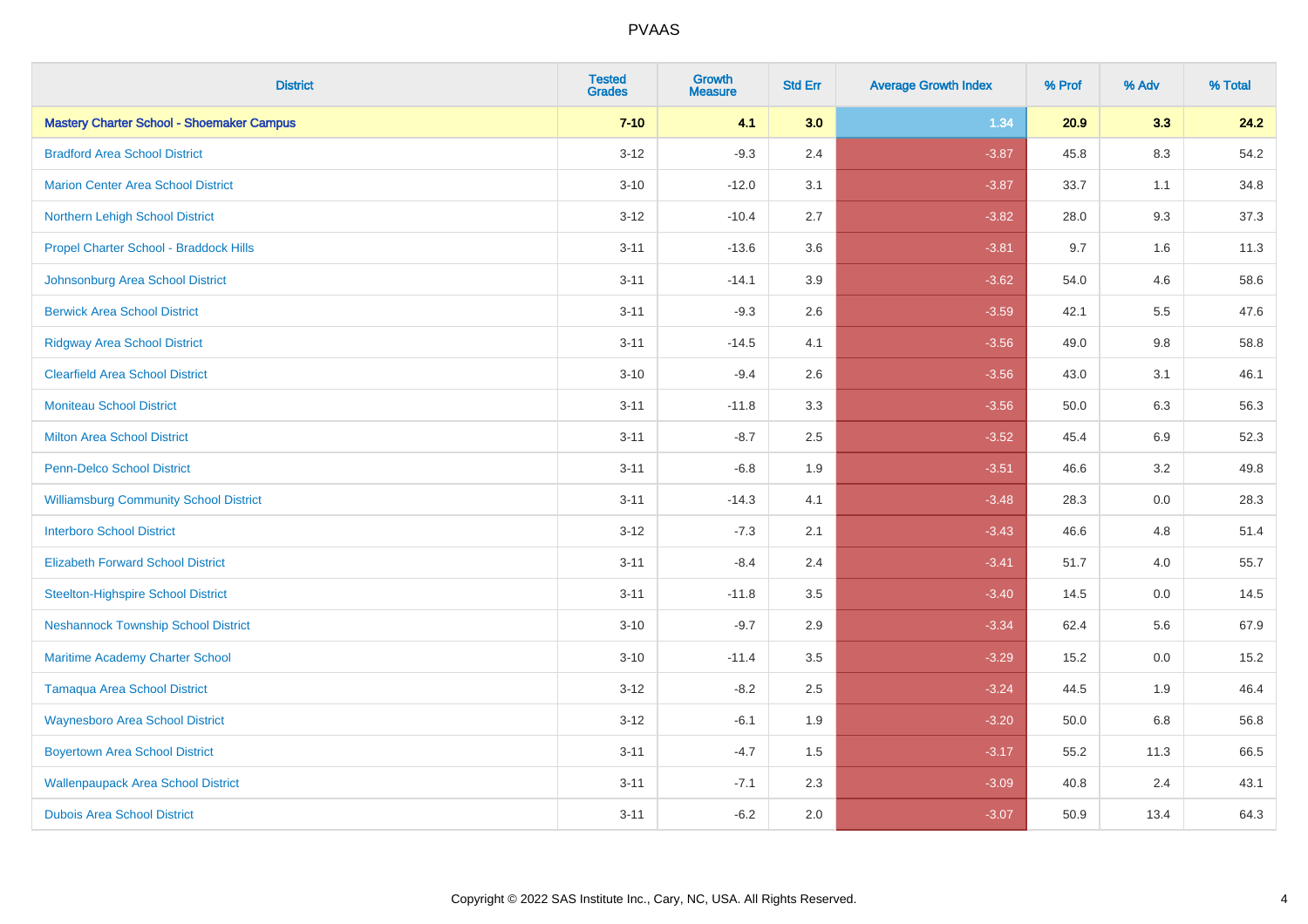# PVAAS

| District | Tested Grades | Growth Measure | Std Err | Average Growth Index | % Prof | % Adv | % Total |
|---|---|---|---|---|---|---|---|
| **Mastery Charter School - Shoemaker Campus** | **7-10** | **4.1** | **3.0** | **1.34** | **20.9** | **3.3** | **24.2** |
| Bradford Area School District | 3-12 | -9.3 | 2.4 | -3.87 | 45.8 | 8.3 | 54.2 |
| Marion Center Area School District | 3-10 | -12.0 | 3.1 | -3.87 | 33.7 | 1.1 | 34.8 |
| Northern Lehigh School District | 3-12 | -10.4 | 2.7 | -3.82 | 28.0 | 9.3 | 37.3 |
| Propel Charter School - Braddock Hills | 3-11 | -13.6 | 3.6 | -3.81 | 9.7 | 1.6 | 11.3 |
| Johnsonburg Area School District | 3-11 | -14.1 | 3.9 | -3.62 | 54.0 | 4.6 | 58.6 |
| Berwick Area School District | 3-11 | -9.3 | 2.6 | -3.59 | 42.1 | 5.5 | 47.6 |
| Ridgway Area School District | 3-11 | -14.5 | 4.1 | -3.56 | 49.0 | 9.8 | 58.8 |
| Clearfield Area School District | 3-10 | -9.4 | 2.6 | -3.56 | 43.0 | 3.1 | 46.1 |
| Moniteau School District | 3-11 | -11.8 | 3.3 | -3.56 | 50.0 | 6.3 | 56.3 |
| Milton Area School District | 3-11 | -8.7 | 2.5 | -3.52 | 45.4 | 6.9 | 52.3 |
| Penn-Delco School District | 3-11 | -6.8 | 1.9 | -3.51 | 46.6 | 3.2 | 49.8 |
| Williamsburg Community School District | 3-11 | -14.3 | 4.1 | -3.48 | 28.3 | 0.0 | 28.3 |
| Interboro School District | 3-12 | -7.3 | 2.1 | -3.43 | 46.6 | 4.8 | 51.4 |
| Elizabeth Forward School District | 3-11 | -8.4 | 2.4 | -3.41 | 51.7 | 4.0 | 55.7 |
| Steelton-Highspire School District | 3-11 | -11.8 | 3.5 | -3.40 | 14.5 | 0.0 | 14.5 |
| Neshannock Township School District | 3-10 | -9.7 | 2.9 | -3.34 | 62.4 | 5.6 | 67.9 |
| Maritime Academy Charter School | 3-10 | -11.4 | 3.5 | -3.29 | 15.2 | 0.0 | 15.2 |
| Tamaqua Area School District | 3-12 | -8.2 | 2.5 | -3.24 | 44.5 | 1.9 | 46.4 |
| Waynesboro Area School District | 3-12 | -6.1 | 1.9 | -3.20 | 50.0 | 6.8 | 56.8 |
| Boyertown Area School District | 3-11 | -4.7 | 1.5 | -3.17 | 55.2 | 11.3 | 66.5 |
| Wallenpaupack Area School District | 3-11 | -7.1 | 2.3 | -3.09 | 40.8 | 2.4 | 43.1 |
| Dubois Area School District | 3-11 | -6.2 | 2.0 | -3.07 | 50.9 | 13.4 | 64.3 |

Copyright © 2022 SAS Institute Inc., Cary, NC, USA. All Rights Reserved.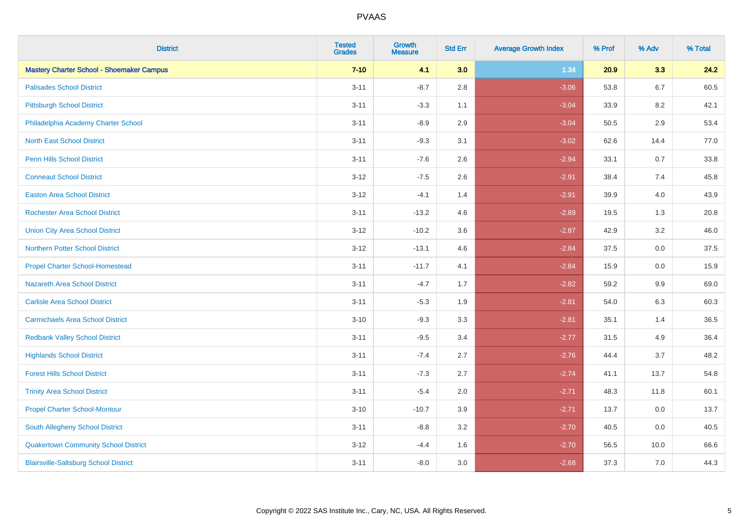| District | Tested Grades | Growth Measure | Std Err | Average Growth Index | % Prof | % Adv | % Total |
|---|---|---|---|---|---|---|---|
| **Mastery Charter School - Shoemaker Campus** | **7-10** | **4.1** | **3.0** | **1.34** | **20.9** | **3.3** | **24.2** |
| Palisades School District | 3-11 | -8.7 | 2.8 | -3.06 | 53.8 | 6.7 | 60.5 |
| Pittsburgh School District | 3-11 | -3.3 | 1.1 | -3.04 | 33.9 | 8.2 | 42.1 |
| Philadelphia Academy Charter School | 3-11 | -8.9 | 2.9 | -3.04 | 50.5 | 2.9 | 53.4 |
| North East School District | 3-11 | -9.3 | 3.1 | -3.02 | 62.6 | 14.4 | 77.0 |
| Penn Hills School District | 3-11 | -7.6 | 2.6 | -2.94 | 33.1 | 0.7 | 33.8 |
| Conneaut School District | 3-12 | -7.5 | 2.6 | -2.91 | 38.4 | 7.4 | 45.8 |
| Easton Area School District | 3-12 | -4.1 | 1.4 | -2.91 | 39.9 | 4.0 | 43.9 |
| Rochester Area School District | 3-11 | -13.2 | 4.6 | -2.89 | 19.5 | 1.3 | 20.8 |
| Union City Area School District | 3-12 | -10.2 | 3.6 | -2.87 | 42.9 | 3.2 | 46.0 |
| Northern Potter School District | 3-12 | -13.1 | 4.6 | -2.84 | 37.5 | 0.0 | 37.5 |
| Propel Charter School-Homestead | 3-11 | -11.7 | 4.1 | -2.84 | 15.9 | 0.0 | 15.9 |
| Nazareth Area School District | 3-11 | -4.7 | 1.7 | -2.82 | 59.2 | 9.9 | 69.0 |
| Carlisle Area School District | 3-11 | -5.3 | 1.9 | -2.81 | 54.0 | 6.3 | 60.3 |
| Carmichaels Area School District | 3-10 | -9.3 | 3.3 | -2.81 | 35.1 | 1.4 | 36.5 |
| Redbank Valley School District | 3-11 | -9.5 | 3.4 | -2.77 | 31.5 | 4.9 | 36.4 |
| Highlands School District | 3-11 | -7.4 | 2.7 | -2.76 | 44.4 | 3.7 | 48.2 |
| Forest Hills School District | 3-11 | -7.3 | 2.7 | -2.74 | 41.1 | 13.7 | 54.8 |
| Trinity Area School District | 3-11 | -5.4 | 2.0 | -2.71 | 48.3 | 11.8 | 60.1 |
| Propel Charter School-Montour | 3-10 | -10.7 | 3.9 | -2.71 | 13.7 | 0.0 | 13.7 |
| South Allegheny School District | 3-11 | -8.8 | 3.2 | -2.70 | 40.5 | 0.0 | 40.5 |
| Quakertown Community School District | 3-12 | -4.4 | 1.6 | -2.70 | 56.5 | 10.0 | 66.6 |
| Blairsville-Saltsburg School District | 3-11 | -8.0 | 3.0 | -2.68 | 37.3 | 7.0 | 44.3 |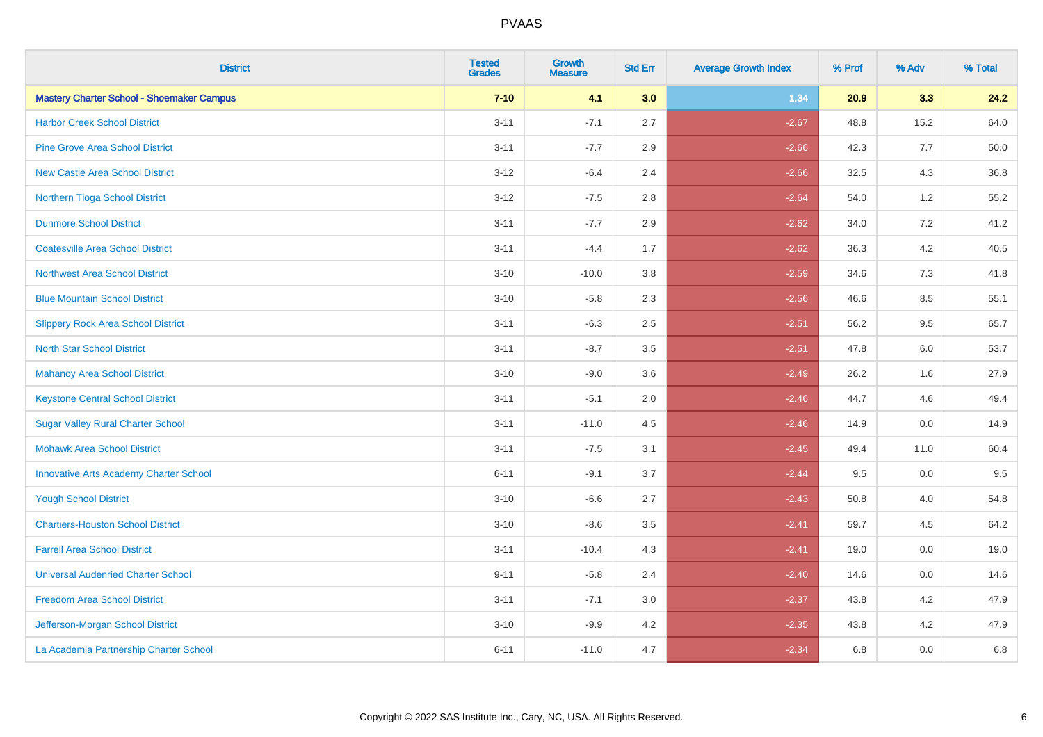# PVAAS

| District | Tested Grades | Growth Measure | Std Err | Average Growth Index | % Prof | % Adv | % Total |
|---|---|---|---|---|---|---|---|
| **Mastery Charter School - Shoemaker Campus** | **7-10** | **4.1** | **3.0** | **1.34** | **20.9** | **3.3** | **24.2** |
| Harbor Creek School District | 3-11 | -7.1 | 2.7 | -2.67 | 48.8 | 15.2 | 64.0 |
| Pine Grove Area School District | 3-11 | -7.7 | 2.9 | -2.66 | 42.3 | 7.7 | 50.0 |
| New Castle Area School District | 3-12 | -6.4 | 2.4 | -2.66 | 32.5 | 4.3 | 36.8 |
| Northern Tioga School District | 3-12 | -7.5 | 2.8 | -2.64 | 54.0 | 1.2 | 55.2 |
| Dunmore School District | 3-11 | -7.7 | 2.9 | -2.62 | 34.0 | 7.2 | 41.2 |
| Coatesville Area School District | 3-11 | -4.4 | 1.7 | -2.62 | 36.3 | 4.2 | 40.5 |
| Northwest Area School District | 3-10 | -10.0 | 3.8 | -2.59 | 34.6 | 7.3 | 41.8 |
| Blue Mountain School District | 3-10 | -5.8 | 2.3 | -2.56 | 46.6 | 8.5 | 55.1 |
| Slippery Rock Area School District | 3-11 | -6.3 | 2.5 | -2.51 | 56.2 | 9.5 | 65.7 |
| North Star School District | 3-11 | -8.7 | 3.5 | -2.51 | 47.8 | 6.0 | 53.7 |
| Mahanoy Area School District | 3-10 | -9.0 | 3.6 | -2.49 | 26.2 | 1.6 | 27.9 |
| Keystone Central School District | 3-11 | -5.1 | 2.0 | -2.46 | 44.7 | 4.6 | 49.4 |
| Sugar Valley Rural Charter School | 3-11 | -11.0 | 4.5 | -2.46 | 14.9 | 0.0 | 14.9 |
| Mohawk Area School District | 3-11 | -7.5 | 3.1 | -2.45 | 49.4 | 11.0 | 60.4 |
| Innovative Arts Academy Charter School | 6-11 | -9.1 | 3.7 | -2.44 | 9.5 | 0.0 | 9.5 |
| Yough School District | 3-10 | -6.6 | 2.7 | -2.43 | 50.8 | 4.0 | 54.8 |
| Chartiers-Houston School District | 3-10 | -8.6 | 3.5 | -2.41 | 59.7 | 4.5 | 64.2 |
| Farrell Area School District | 3-11 | -10.4 | 4.3 | -2.41 | 19.0 | 0.0 | 19.0 |
| Universal Audenried Charter School | 9-11 | -5.8 | 2.4 | -2.40 | 14.6 | 0.0 | 14.6 |
| Freedom Area School District | 3-11 | -7.1 | 3.0 | -2.37 | 43.8 | 4.2 | 47.9 |
| Jefferson-Morgan School District | 3-10 | -9.9 | 4.2 | -2.35 | 43.8 | 4.2 | 47.9 |
| La Academia Partnership Charter School | 6-11 | -11.0 | 4.7 | -2.34 | 6.8 | 0.0 | 6.8 |

Copyright © 2022 SAS Institute Inc., Cary, NC, USA. All Rights Reserved.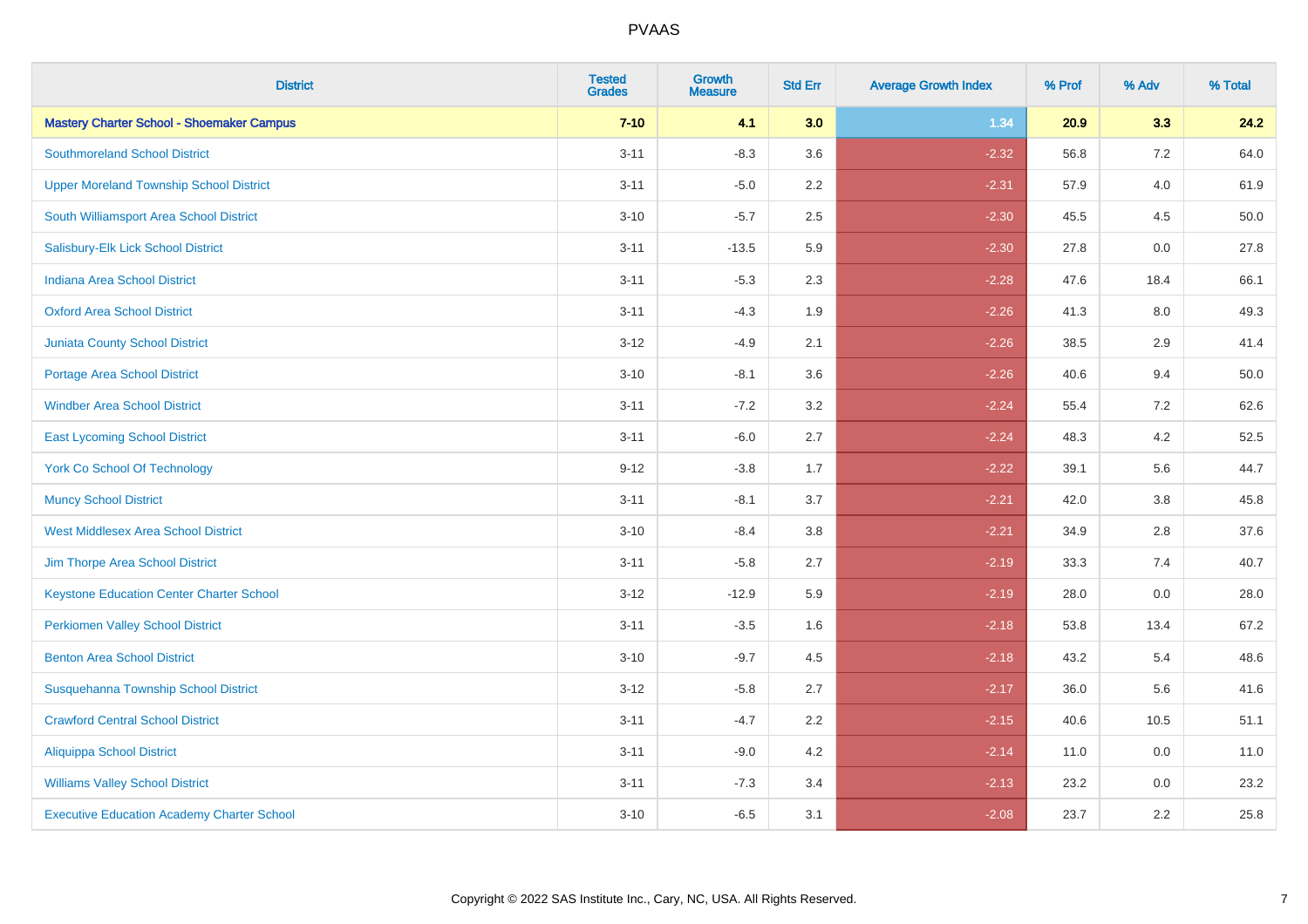# PVAAS

| District | Tested Grades | Growth Measure | Std Err | Average Growth Index | % Prof | % Adv | % Total |
|---|---|---|---|---|---|---|---|
| **Mastery Charter School - Shoemaker Campus** | **7-10** | **4.1** | **3.0** | **1.34** | **20.9** | **3.3** | **24.2** |
| Southmoreland School District | 3-11 | -8.3 | 3.6 | -2.32 | 56.8 | 7.2 | 64.0 |
| Upper Moreland Township School District | 3-11 | -5.0 | 2.2 | -2.31 | 57.9 | 4.0 | 61.9 |
| South Williamsport Area School District | 3-10 | -5.7 | 2.5 | -2.30 | 45.5 | 4.5 | 50.0 |
| Salisbury-Elk Lick School District | 3-11 | -13.5 | 5.9 | -2.30 | 27.8 | 0.0 | 27.8 |
| Indiana Area School District | 3-11 | -5.3 | 2.3 | -2.28 | 47.6 | 18.4 | 66.1 |
| Oxford Area School District | 3-11 | -4.3 | 1.9 | -2.26 | 41.3 | 8.0 | 49.3 |
| Juniata County School District | 3-12 | -4.9 | 2.1 | -2.26 | 38.5 | 2.9 | 41.4 |
| Portage Area School District | 3-10 | -8.1 | 3.6 | -2.26 | 40.6 | 9.4 | 50.0 |
| Windber Area School District | 3-11 | -7.2 | 3.2 | -2.24 | 55.4 | 7.2 | 62.6 |
| East Lycoming School District | 3-11 | -6.0 | 2.7 | -2.24 | 48.3 | 4.2 | 52.5 |
| York Co School Of Technology | 9-12 | -3.8 | 1.7 | -2.22 | 39.1 | 5.6 | 44.7 |
| Muncy School District | 3-11 | -8.1 | 3.7 | -2.21 | 42.0 | 3.8 | 45.8 |
| West Middlesex Area School District | 3-10 | -8.4 | 3.8 | -2.21 | 34.9 | 2.8 | 37.6 |
| Jim Thorpe Area School District | 3-11 | -5.8 | 2.7 | -2.19 | 33.3 | 7.4 | 40.7 |
| Keystone Education Center Charter School | 3-12 | -12.9 | 5.9 | -2.19 | 28.0 | 0.0 | 28.0 |
| Perkiomen Valley School District | 3-11 | -3.5 | 1.6 | -2.18 | 53.8 | 13.4 | 67.2 |
| Benton Area School District | 3-10 | -9.7 | 4.5 | -2.18 | 43.2 | 5.4 | 48.6 |
| Susquehanna Township School District | 3-12 | -5.8 | 2.7 | -2.17 | 36.0 | 5.6 | 41.6 |
| Crawford Central School District | 3-11 | -4.7 | 2.2 | -2.15 | 40.6 | 10.5 | 51.1 |
| Aliquippa School District | 3-11 | -9.0 | 4.2 | -2.14 | 11.0 | 0.0 | 11.0 |
| Williams Valley School District | 3-11 | -7.3 | 3.4 | -2.13 | 23.2 | 0.0 | 23.2 |
| Executive Education Academy Charter School | 3-10 | -6.5 | 3.1 | -2.08 | 23.7 | 2.2 | 25.8 |

Copyright © 2022 SAS Institute Inc., Cary, NC, USA. All Rights Reserved.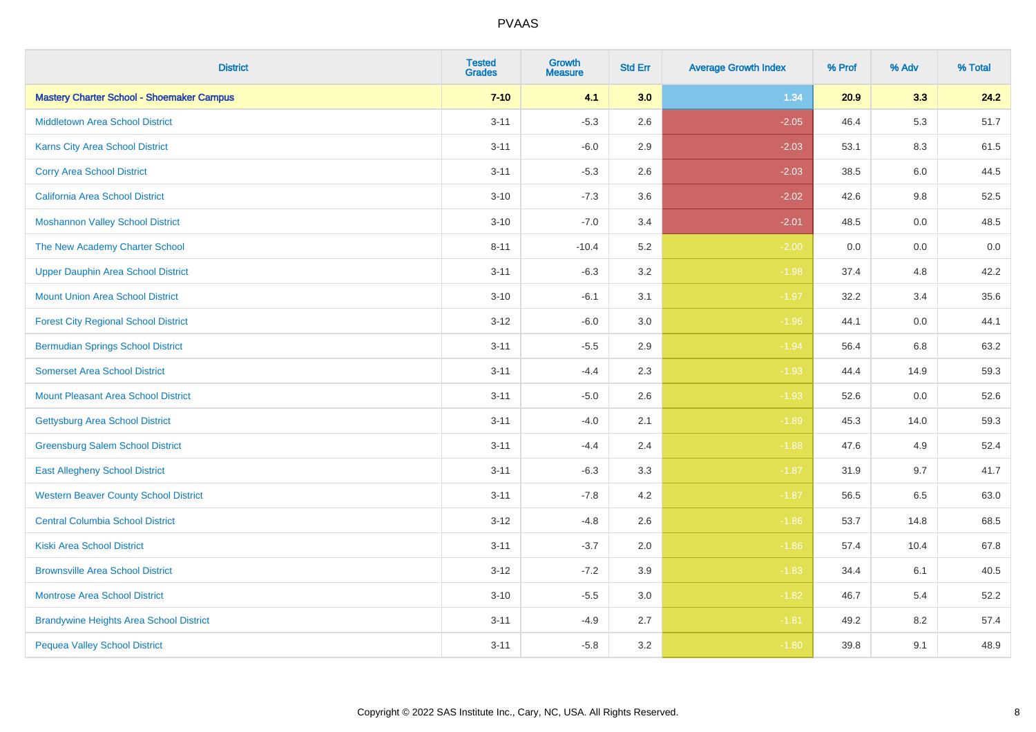# PVAAS

| District | Tested Grades | Growth Measure | Std Err | Average Growth Index | % Prof | % Adv | % Total |
|---|---|---|---|---|---|---|---|
| **Mastery Charter School - Shoemaker Campus** | **7-10** | **4.1** | **3.0** | **1.34** | **20.9** | **3.3** | **24.2** |
| Middletown Area School District | 3-11 | -5.3 | 2.6 | -2.05 | 46.4 | 5.3 | 51.7 |
| Karns City Area School District | 3-11 | -6.0 | 2.9 | -2.03 | 53.1 | 8.3 | 61.5 |
| Corry Area School District | 3-11 | -5.3 | 2.6 | -2.03 | 38.5 | 6.0 | 44.5 |
| California Area School District | 3-10 | -7.3 | 3.6 | -2.02 | 42.6 | 9.8 | 52.5 |
| Moshannon Valley School District | 3-10 | -7.0 | 3.4 | -2.01 | 48.5 | 0.0 | 48.5 |
| The New Academy Charter School | 8-11 | -10.4 | 5.2 | -2.00 | 0.0 | 0.0 | 0.0 |
| Upper Dauphin Area School District | 3-11 | -6.3 | 3.2 | -1.98 | 37.4 | 4.8 | 42.2 |
| Mount Union Area School District | 3-10 | -6.1 | 3.1 | -1.97 | 32.2 | 3.4 | 35.6 |
| Forest City Regional School District | 3-12 | -6.0 | 3.0 | -1.96 | 44.1 | 0.0 | 44.1 |
| Bermudian Springs School District | 3-11 | -5.5 | 2.9 | -1.94 | 56.4 | 6.8 | 63.2 |
| Somerset Area School District | 3-11 | -4.4 | 2.3 | -1.93 | 44.4 | 14.9 | 59.3 |
| Mount Pleasant Area School District | 3-11 | -5.0 | 2.6 | -1.93 | 52.6 | 0.0 | 52.6 |
| Gettysburg Area School District | 3-11 | -4.0 | 2.1 | -1.89 | 45.3 | 14.0 | 59.3 |
| Greensburg Salem School District | 3-11 | -4.4 | 2.4 | -1.88 | 47.6 | 4.9 | 52.4 |
| East Allegheny School District | 3-11 | -6.3 | 3.3 | -1.87 | 31.9 | 9.7 | 41.7 |
| Western Beaver County School District | 3-11 | -7.8 | 4.2 | -1.87 | 56.5 | 6.5 | 63.0 |
| Central Columbia School District | 3-12 | -4.8 | 2.6 | -1.86 | 53.7 | 14.8 | 68.5 |
| Kiski Area School District | 3-11 | -3.7 | 2.0 | -1.86 | 57.4 | 10.4 | 67.8 |
| Brownsville Area School District | 3-12 | -7.2 | 3.9 | -1.83 | 34.4 | 6.1 | 40.5 |
| Montrose Area School District | 3-10 | -5.5 | 3.0 | -1.82 | 46.7 | 5.4 | 52.2 |
| Brandywine Heights Area School District | 3-11 | -4.9 | 2.7 | -1.81 | 49.2 | 8.2 | 57.4 |
| Pequea Valley School District | 3-11 | -5.8 | 3.2 | -1.80 | 39.8 | 9.1 | 48.9 |

Copyright © 2022 SAS Institute Inc., Cary, NC, USA. All Rights Reserved.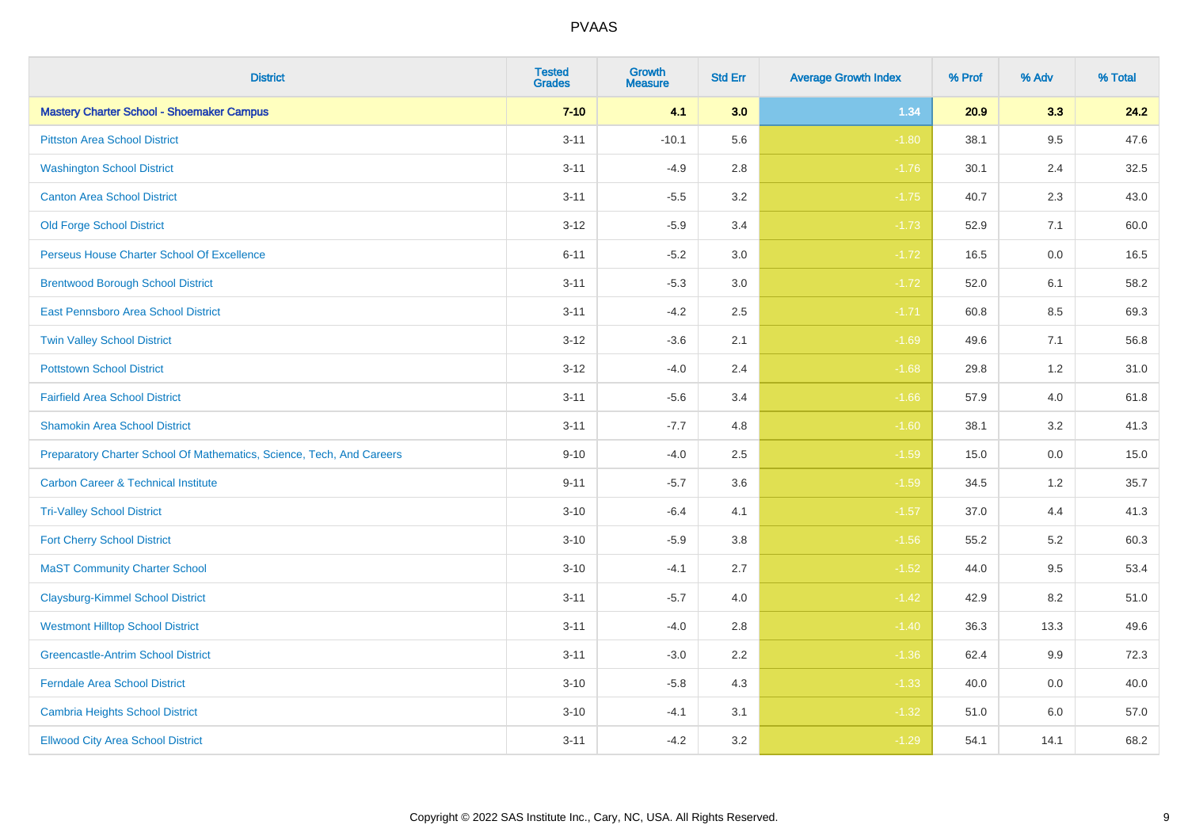# PVAAS

| District | Tested Grades | Growth Measure | Std Err | Average Growth Index | % Prof | % Adv | % Total |
|---|---|---|---|---|---|---|---|
| **Mastery Charter School - Shoemaker Campus** | **7-10** | **4.1** | **3.0** | **1.34** | **20.9** | **3.3** | **24.2** |
| Pittston Area School District | 3-11 | -10.1 | 5.6 | -1.80 | 38.1 | 9.5 | 47.6 |
| Washington School District | 3-11 | -4.9 | 2.8 | -1.76 | 30.1 | 2.4 | 32.5 |
| Canton Area School District | 3-11 | -5.5 | 3.2 | -1.75 | 40.7 | 2.3 | 43.0 |
| Old Forge School District | 3-12 | -5.9 | 3.4 | -1.73 | 52.9 | 7.1 | 60.0 |
| Perseus House Charter School Of Excellence | 6-11 | -5.2 | 3.0 | -1.72 | 16.5 | 0.0 | 16.5 |
| Brentwood Borough School District | 3-11 | -5.3 | 3.0 | -1.72 | 52.0 | 6.1 | 58.2 |
| East Pennsboro Area School District | 3-11 | -4.2 | 2.5 | -1.71 | 60.8 | 8.5 | 69.3 |
| Twin Valley School District | 3-12 | -3.6 | 2.1 | -1.69 | 49.6 | 7.1 | 56.8 |
| Pottstown School District | 3-12 | -4.0 | 2.4 | -1.68 | 29.8 | 1.2 | 31.0 |
| Fairfield Area School District | 3-11 | -5.6 | 3.4 | -1.66 | 57.9 | 4.0 | 61.8 |
| Shamokin Area School District | 3-11 | -7.7 | 4.8 | -1.60 | 38.1 | 3.2 | 41.3 |
| Preparatory Charter School Of Mathematics, Science, Tech, And Careers | 9-10 | -4.0 | 2.5 | -1.59 | 15.0 | 0.0 | 15.0 |
| Carbon Career & Technical Institute | 9-11 | -5.7 | 3.6 | -1.59 | 34.5 | 1.2 | 35.7 |
| Tri-Valley School District | 3-10 | -6.4 | 4.1 | -1.57 | 37.0 | 4.4 | 41.3 |
| Fort Cherry School District | 3-10 | -5.9 | 3.8 | -1.56 | 55.2 | 5.2 | 60.3 |
| MaST Community Charter School | 3-10 | -4.1 | 2.7 | -1.52 | 44.0 | 9.5 | 53.4 |
| Claysburg-Kimmel School District | 3-11 | -5.7 | 4.0 | -1.42 | 42.9 | 8.2 | 51.0 |
| Westmont Hilltop School District | 3-11 | -4.0 | 2.8 | -1.40 | 36.3 | 13.3 | 49.6 |
| Greencastle-Antrim School District | 3-11 | -3.0 | 2.2 | -1.36 | 62.4 | 9.9 | 72.3 |
| Ferndale Area School District | 3-10 | -5.8 | 4.3 | -1.33 | 40.0 | 0.0 | 40.0 |
| Cambria Heights School District | 3-10 | -4.1 | 3.1 | -1.32 | 51.0 | 6.0 | 57.0 |
| Ellwood City Area School District | 3-11 | -4.2 | 3.2 | -1.29 | 54.1 | 14.1 | 68.2 |

Copyright © 2022 SAS Institute Inc., Cary, NC, USA. All Rights Reserved.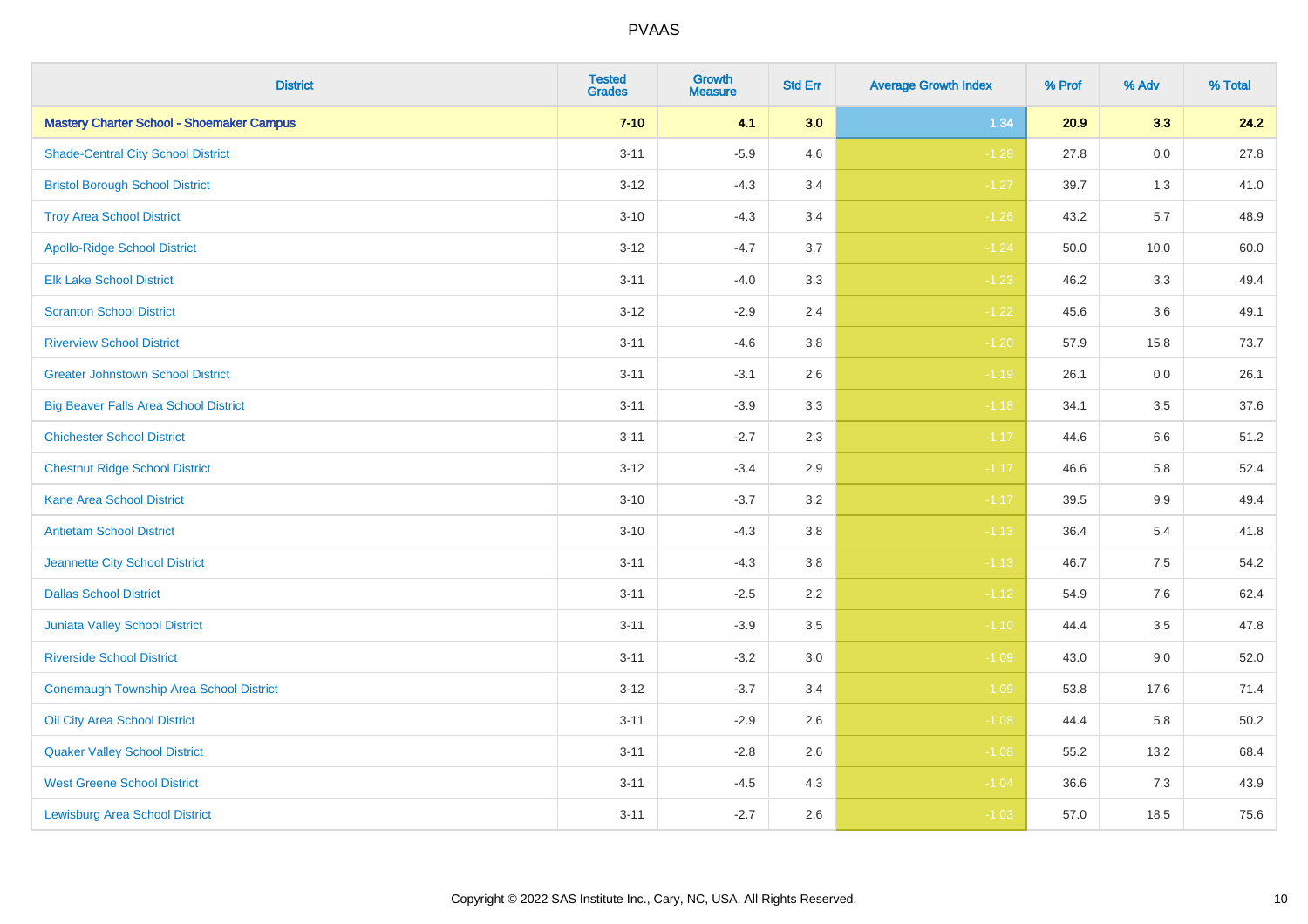| District | Tested Grades | Growth Measure | Std Err | Average Growth Index | % Prof | % Adv | % Total |
|---|---|---|---|---|---|---|---|
| **Mastery Charter School - Shoemaker Campus** | **7-10** | **4.1** | **3.0** | **1.34** | **20.9** | **3.3** | **24.2** |
| Shade-Central City School District | 3-11 | -5.9 | 4.6 | -1.28 | 27.8 | 0.0 | 27.8 |
| Bristol Borough School District | 3-12 | -4.3 | 3.4 | -1.27 | 39.7 | 1.3 | 41.0 |
| Troy Area School District | 3-10 | -4.3 | 3.4 | -1.26 | 43.2 | 5.7 | 48.9 |
| Apollo-Ridge School District | 3-12 | -4.7 | 3.7 | -1.24 | 50.0 | 10.0 | 60.0 |
| Elk Lake School District | 3-11 | -4.0 | 3.3 | -1.23 | 46.2 | 3.3 | 49.4 |
| Scranton School District | 3-12 | -2.9 | 2.4 | -1.22 | 45.6 | 3.6 | 49.1 |
| Riverview School District | 3-11 | -4.6 | 3.8 | -1.20 | 57.9 | 15.8 | 73.7 |
| Greater Johnstown School District | 3-11 | -3.1 | 2.6 | -1.19 | 26.1 | 0.0 | 26.1 |
| Big Beaver Falls Area School District | 3-11 | -3.9 | 3.3 | -1.18 | 34.1 | 3.5 | 37.6 |
| Chichester School District | 3-11 | -2.7 | 2.3 | -1.17 | 44.6 | 6.6 | 51.2 |
| Chestnut Ridge School District | 3-12 | -3.4 | 2.9 | -1.17 | 46.6 | 5.8 | 52.4 |
| Kane Area School District | 3-10 | -3.7 | 3.2 | -1.17 | 39.5 | 9.9 | 49.4 |
| Antietam School District | 3-10 | -4.3 | 3.8 | -1.13 | 36.4 | 5.4 | 41.8 |
| Jeannette City School District | 3-11 | -4.3 | 3.8 | -1.13 | 46.7 | 7.5 | 54.2 |
| Dallas School District | 3-11 | -2.5 | 2.2 | -1.12 | 54.9 | 7.6 | 62.4 |
| Juniata Valley School District | 3-11 | -3.9 | 3.5 | -1.10 | 44.4 | 3.5 | 47.8 |
| Riverside School District | 3-11 | -3.2 | 3.0 | -1.09 | 43.0 | 9.0 | 52.0 |
| Conemaugh Township Area School District | 3-12 | -3.7 | 3.4 | -1.09 | 53.8 | 17.6 | 71.4 |
| Oil City Area School District | 3-11 | -2.9 | 2.6 | -1.08 | 44.4 | 5.8 | 50.2 |
| Quaker Valley School District | 3-11 | -2.8 | 2.6 | -1.08 | 55.2 | 13.2 | 68.4 |
| West Greene School District | 3-11 | -4.5 | 4.3 | -1.04 | 36.6 | 7.3 | 43.9 |
| Lewisburg Area School District | 3-11 | -2.7 | 2.6 | -1.03 | 57.0 | 18.5 | 75.6 |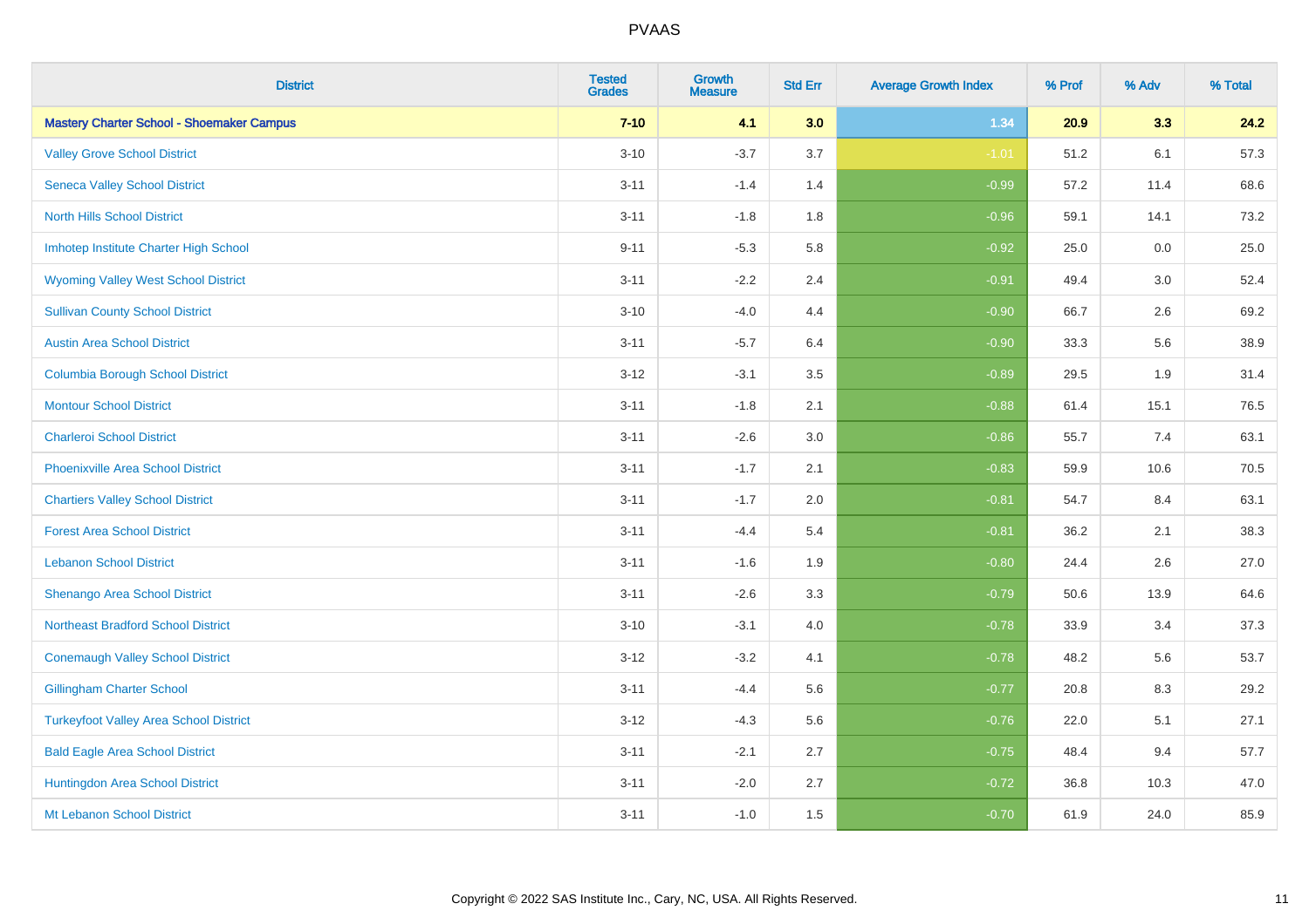| District | Tested Grades | Growth Measure | Std Err | Average Growth Index | % Prof | % Adv | % Total |
|---|---|---|---|---|---|---|---|
| **Mastery Charter School - Shoemaker Campus** | **7-10** | **4.1** | **3.0** | **1.34** | **20.9** | **3.3** | **24.2** |
| Valley Grove School District | 3-10 | -3.7 | 3.7 | -1.01 | 51.2 | 6.1 | 57.3 |
| Seneca Valley School District | 3-11 | -1.4 | 1.4 | -0.99 | 57.2 | 11.4 | 68.6 |
| North Hills School District | 3-11 | -1.8 | 1.8 | -0.96 | 59.1 | 14.1 | 73.2 |
| Imhotep Institute Charter High School | 9-11 | -5.3 | 5.8 | -0.92 | 25.0 | 0.0 | 25.0 |
| Wyoming Valley West School District | 3-11 | -2.2 | 2.4 | -0.91 | 49.4 | 3.0 | 52.4 |
| Sullivan County School District | 3-10 | -4.0 | 4.4 | -0.90 | 66.7 | 2.6 | 69.2 |
| Austin Area School District | 3-11 | -5.7 | 6.4 | -0.90 | 33.3 | 5.6 | 38.9 |
| Columbia Borough School District | 3-12 | -3.1 | 3.5 | -0.89 | 29.5 | 1.9 | 31.4 |
| Montour School District | 3-11 | -1.8 | 2.1 | -0.88 | 61.4 | 15.1 | 76.5 |
| Charleroi School District | 3-11 | -2.6 | 3.0 | -0.86 | 55.7 | 7.4 | 63.1 |
| Phoenixville Area School District | 3-11 | -1.7 | 2.1 | -0.83 | 59.9 | 10.6 | 70.5 |
| Chartiers Valley School District | 3-11 | -1.7 | 2.0 | -0.81 | 54.7 | 8.4 | 63.1 |
| Forest Area School District | 3-11 | -4.4 | 5.4 | -0.81 | 36.2 | 2.1 | 38.3 |
| Lebanon School District | 3-11 | -1.6 | 1.9 | -0.80 | 24.4 | 2.6 | 27.0 |
| Shenango Area School District | 3-11 | -2.6 | 3.3 | -0.79 | 50.6 | 13.9 | 64.6 |
| Northeast Bradford School District | 3-10 | -3.1 | 4.0 | -0.78 | 33.9 | 3.4 | 37.3 |
| Conemaugh Valley School District | 3-12 | -3.2 | 4.1 | -0.78 | 48.2 | 5.6 | 53.7 |
| Gillingham Charter School | 3-11 | -4.4 | 5.6 | -0.77 | 20.8 | 8.3 | 29.2 |
| Turkeyfoot Valley Area School District | 3-12 | -4.3 | 5.6 | -0.76 | 22.0 | 5.1 | 27.1 |
| Bald Eagle Area School District | 3-11 | -2.1 | 2.7 | -0.75 | 48.4 | 9.4 | 57.7 |
| Huntingdon Area School District | 3-11 | -2.0 | 2.7 | -0.72 | 36.8 | 10.3 | 47.0 |
| Mt Lebanon School District | 3-11 | -1.0 | 1.5 | -0.70 | 61.9 | 24.0 | 85.9 |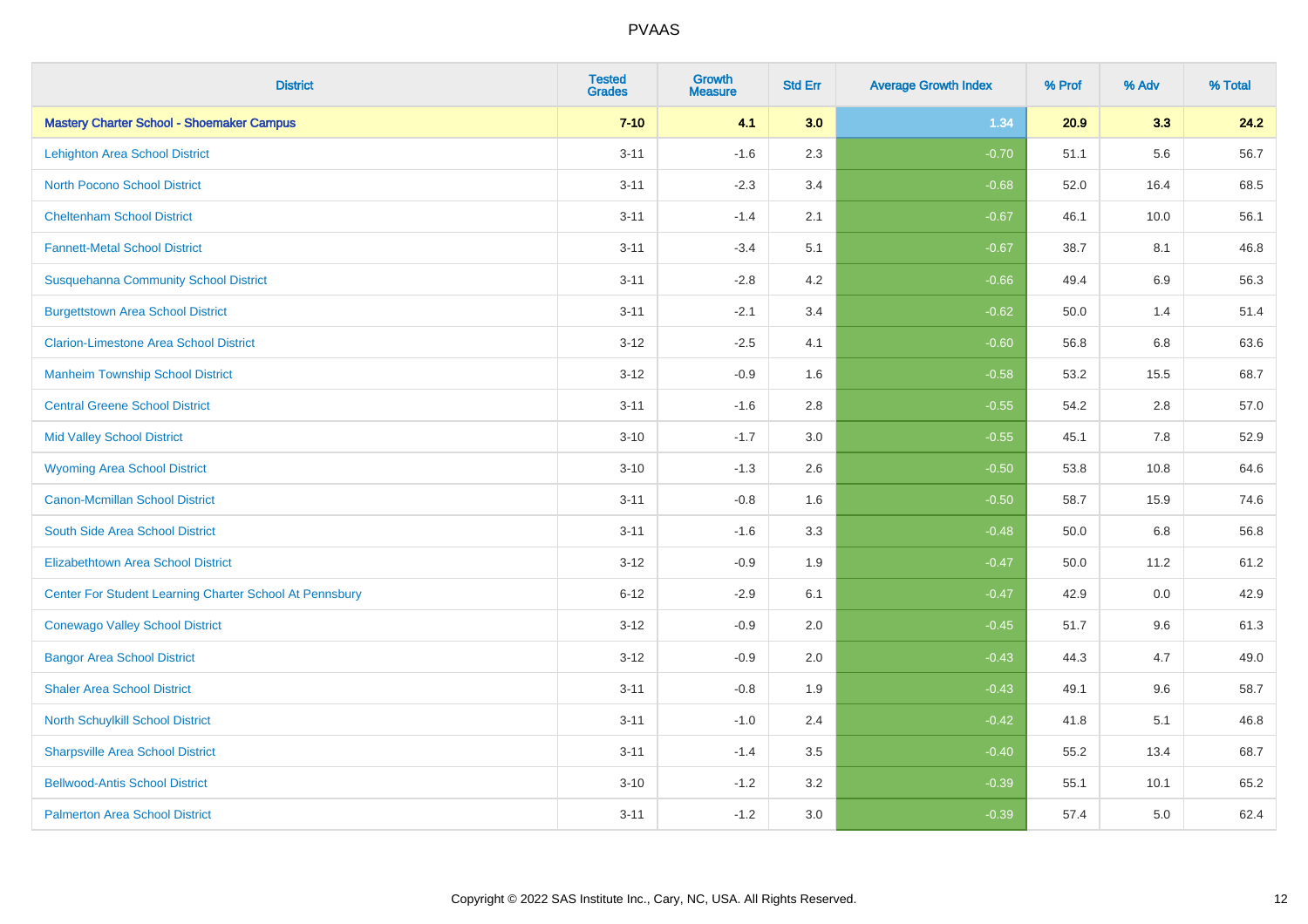# PVAAS

| District | Tested Grades | Growth Measure | Std Err | Average Growth Index | % Prof | % Adv | % Total |
|---|---|---|---|---|---|---|---|
| **Mastery Charter School - Shoemaker Campus** | **7-10** | **4.1** | **3.0** | **1.34** | **20.9** | **3.3** | **24.2** |
| Lehighton Area School District | 3-11 | -1.6 | 2.3 | -0.70 | 51.1 | 5.6 | 56.7 |
| North Pocono School District | 3-11 | -2.3 | 3.4 | -0.68 | 52.0 | 16.4 | 68.5 |
| Cheltenham School District | 3-11 | -1.4 | 2.1 | -0.67 | 46.1 | 10.0 | 56.1 |
| Fannett-Metal School District | 3-11 | -3.4 | 5.1 | -0.67 | 38.7 | 8.1 | 46.8 |
| Susquehanna Community School District | 3-11 | -2.8 | 4.2 | -0.66 | 49.4 | 6.9 | 56.3 |
| Burgettstown Area School District | 3-11 | -2.1 | 3.4 | -0.62 | 50.0 | 1.4 | 51.4 |
| Clarion-Limestone Area School District | 3-12 | -2.5 | 4.1 | -0.60 | 56.8 | 6.8 | 63.6 |
| Manheim Township School District | 3-12 | -0.9 | 1.6 | -0.58 | 53.2 | 15.5 | 68.7 |
| Central Greene School District | 3-11 | -1.6 | 2.8 | -0.55 | 54.2 | 2.8 | 57.0 |
| Mid Valley School District | 3-10 | -1.7 | 3.0 | -0.55 | 45.1 | 7.8 | 52.9 |
| Wyoming Area School District | 3-10 | -1.3 | 2.6 | -0.50 | 53.8 | 10.8 | 64.6 |
| Canon-Mcmillan School District | 3-11 | -0.8 | 1.6 | -0.50 | 58.7 | 15.9 | 74.6 |
| South Side Area School District | 3-11 | -1.6 | 3.3 | -0.48 | 50.0 | 6.8 | 56.8 |
| Elizabethtown Area School District | 3-12 | -0.9 | 1.9 | -0.47 | 50.0 | 11.2 | 61.2 |
| Center For Student Learning Charter School At Pennsbury | 6-12 | -2.9 | 6.1 | -0.47 | 42.9 | 0.0 | 42.9 |
| Conewago Valley School District | 3-12 | -0.9 | 2.0 | -0.45 | 51.7 | 9.6 | 61.3 |
| Bangor Area School District | 3-12 | -0.9 | 2.0 | -0.43 | 44.3 | 4.7 | 49.0 |
| Shaler Area School District | 3-11 | -0.8 | 1.9 | -0.43 | 49.1 | 9.6 | 58.7 |
| North Schuylkill School District | 3-11 | -1.0 | 2.4 | -0.42 | 41.8 | 5.1 | 46.8 |
| Sharpsville Area School District | 3-11 | -1.4 | 3.5 | -0.40 | 55.2 | 13.4 | 68.7 |
| Bellwood-Antis School District | 3-10 | -1.2 | 3.2 | -0.39 | 55.1 | 10.1 | 65.2 |
| Palmerton Area School District | 3-11 | -1.2 | 3.0 | -0.39 | 57.4 | 5.0 | 62.4 |

Copyright © 2022 SAS Institute Inc., Cary, NC, USA. All Rights Reserved.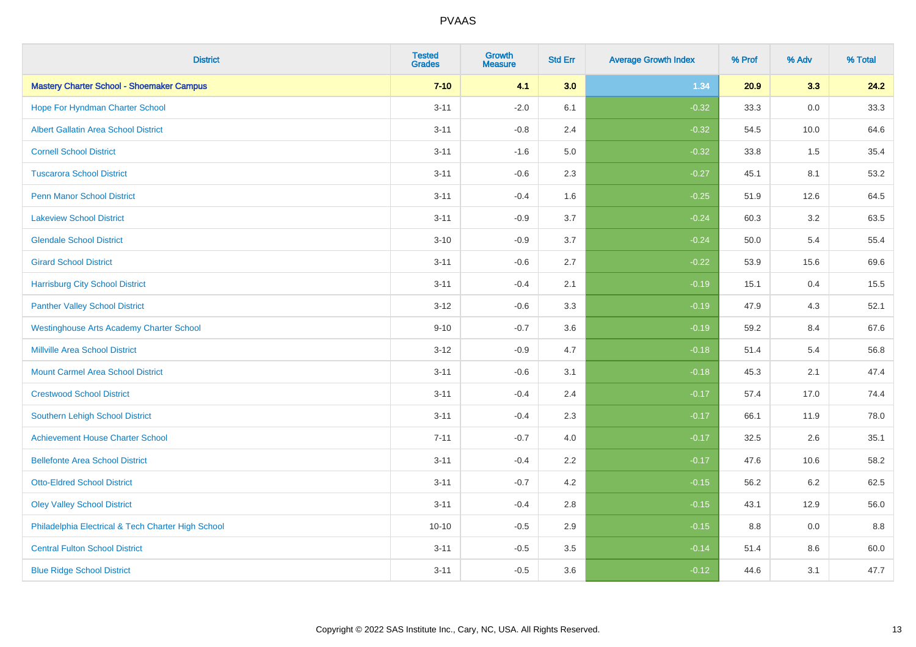| District | Tested Grades | Growth Measure | Std Err | Average Growth Index | % Prof | % Adv | % Total |
|---|---|---|---|---|---|---|---|
| **Mastery Charter School - Shoemaker Campus** | **7-10** | **4.1** | **3.0** | **1.34** | **20.9** | **3.3** | **24.2** |
| Hope For Hyndman Charter School | 3-11 | -2.0 | 6.1 | -0.32 | 33.3 | 0.0 | 33.3 |
| Albert Gallatin Area School District | 3-11 | -0.8 | 2.4 | -0.32 | 54.5 | 10.0 | 64.6 |
| Cornell School District | 3-11 | -1.6 | 5.0 | -0.32 | 33.8 | 1.5 | 35.4 |
| Tuscarora School District | 3-11 | -0.6 | 2.3 | -0.27 | 45.1 | 8.1 | 53.2 |
| Penn Manor School District | 3-11 | -0.4 | 1.6 | -0.25 | 51.9 | 12.6 | 64.5 |
| Lakeview School District | 3-11 | -0.9 | 3.7 | -0.24 | 60.3 | 3.2 | 63.5 |
| Glendale School District | 3-10 | -0.9 | 3.7 | -0.24 | 50.0 | 5.4 | 55.4 |
| Girard School District | 3-11 | -0.6 | 2.7 | -0.22 | 53.9 | 15.6 | 69.6 |
| Harrisburg City School District | 3-11 | -0.4 | 2.1 | -0.19 | 15.1 | 0.4 | 15.5 |
| Panther Valley School District | 3-12 | -0.6 | 3.3 | -0.19 | 47.9 | 4.3 | 52.1 |
| Westinghouse Arts Academy Charter School | 9-10 | -0.7 | 3.6 | -0.19 | 59.2 | 8.4 | 67.6 |
| Millville Area School District | 3-12 | -0.9 | 4.7 | -0.18 | 51.4 | 5.4 | 56.8 |
| Mount Carmel Area School District | 3-11 | -0.6 | 3.1 | -0.18 | 45.3 | 2.1 | 47.4 |
| Crestwood School District | 3-11 | -0.4 | 2.4 | -0.17 | 57.4 | 17.0 | 74.4 |
| Southern Lehigh School District | 3-11 | -0.4 | 2.3 | -0.17 | 66.1 | 11.9 | 78.0 |
| Achievement House Charter School | 7-11 | -0.7 | 4.0 | -0.17 | 32.5 | 2.6 | 35.1 |
| Bellefonte Area School District | 3-11 | -0.4 | 2.2 | -0.17 | 47.6 | 10.6 | 58.2 |
| Otto-Eldred School District | 3-11 | -0.7 | 4.2 | -0.15 | 56.2 | 6.2 | 62.5 |
| Oley Valley School District | 3-11 | -0.4 | 2.8 | -0.15 | 43.1 | 12.9 | 56.0 |
| Philadelphia Electrical & Tech Charter High School | 10-10 | -0.5 | 2.9 | -0.15 | 8.8 | 0.0 | 8.8 |
| Central Fulton School District | 3-11 | -0.5 | 3.5 | -0.14 | 51.4 | 8.6 | 60.0 |
| Blue Ridge School District | 3-11 | -0.5 | 3.6 | -0.12 | 44.6 | 3.1 | 47.7 |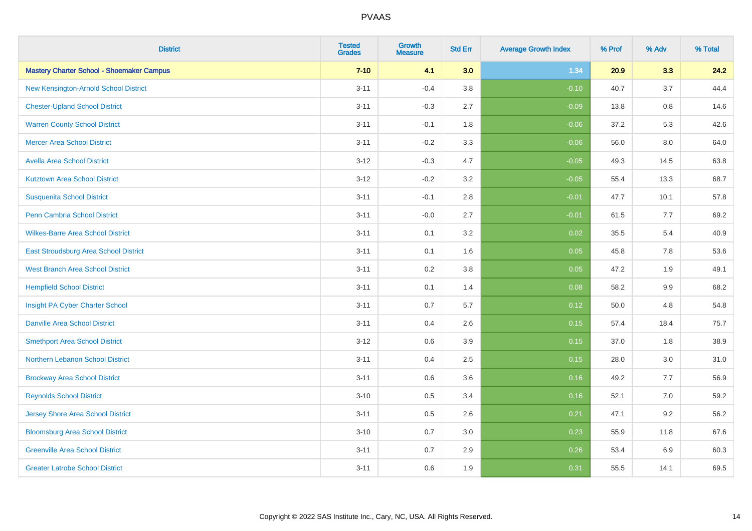| District | Tested Grades | Growth Measure | Std Err | Average Growth Index | % Prof | % Adv | % Total |
|---|---|---|---|---|---|---|---|
| **Mastery Charter School - Shoemaker Campus** | **7-10** | **4.1** | **3.0** | **1.34** | **20.9** | **3.3** | **24.2** |
| New Kensington-Arnold School District | 3-11 | -0.4 | 3.8 | -0.10 | 40.7 | 3.7 | 44.4 |
| Chester-Upland School District | 3-11 | -0.3 | 2.7 | -0.09 | 13.8 | 0.8 | 14.6 |
| Warren County School District | 3-11 | -0.1 | 1.8 | -0.06 | 37.2 | 5.3 | 42.6 |
| Mercer Area School District | 3-11 | -0.2 | 3.3 | -0.06 | 56.0 | 8.0 | 64.0 |
| Avella Area School District | 3-12 | -0.3 | 4.7 | -0.05 | 49.3 | 14.5 | 63.8 |
| Kutztown Area School District | 3-12 | -0.2 | 3.2 | -0.05 | 55.4 | 13.3 | 68.7 |
| Susquenita School District | 3-11 | -0.1 | 2.8 | -0.01 | 47.7 | 10.1 | 57.8 |
| Penn Cambria School District | 3-11 | -0.0 | 2.7 | -0.01 | 61.5 | 7.7 | 69.2 |
| Wilkes-Barre Area School District | 3-11 | 0.1 | 3.2 | 0.02 | 35.5 | 5.4 | 40.9 |
| East Stroudsburg Area School District | 3-11 | 0.1 | 1.6 | 0.05 | 45.8 | 7.8 | 53.6 |
| West Branch Area School District | 3-11 | 0.2 | 3.8 | 0.05 | 47.2 | 1.9 | 49.1 |
| Hempfield School District | 3-11 | 0.1 | 1.4 | 0.08 | 58.2 | 9.9 | 68.2 |
| Insight PA Cyber Charter School | 3-11 | 0.7 | 5.7 | 0.12 | 50.0 | 4.8 | 54.8 |
| Danville Area School District | 3-11 | 0.4 | 2.6 | 0.15 | 57.4 | 18.4 | 75.7 |
| Smethport Area School District | 3-12 | 0.6 | 3.9 | 0.15 | 37.0 | 1.8 | 38.9 |
| Northern Lebanon School District | 3-11 | 0.4 | 2.5 | 0.15 | 28.0 | 3.0 | 31.0 |
| Brockway Area School District | 3-11 | 0.6 | 3.6 | 0.16 | 49.2 | 7.7 | 56.9 |
| Reynolds School District | 3-10 | 0.5 | 3.4 | 0.16 | 52.1 | 7.0 | 59.2 |
| Jersey Shore Area School District | 3-11 | 0.5 | 2.6 | 0.21 | 47.1 | 9.2 | 56.2 |
| Bloomsburg Area School District | 3-10 | 0.7 | 3.0 | 0.23 | 55.9 | 11.8 | 67.6 |
| Greenville Area School District | 3-11 | 0.7 | 2.9 | 0.26 | 53.4 | 6.9 | 60.3 |
| Greater Latrobe School District | 3-11 | 0.6 | 1.9 | 0.31 | 55.5 | 14.1 | 69.5 |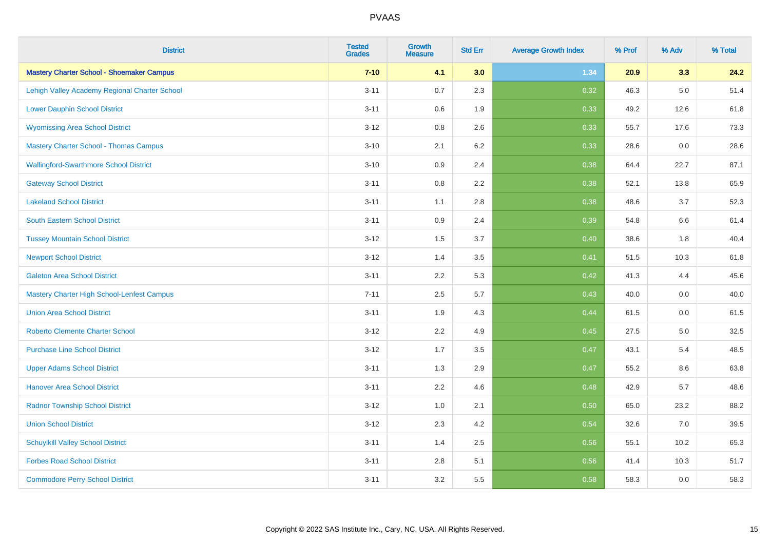| District | Tested Grades | Growth Measure | Std Err | Average Growth Index | % Prof | % Adv | % Total |
|---|---|---|---|---|---|---|---|
| **Mastery Charter School - Shoemaker Campus** | **7-10** | **4.1** | **3.0** | **1.34** | **20.9** | **3.3** | **24.2** |
| Lehigh Valley Academy Regional Charter School | 3-11 | 0.7 | 2.3 | 0.32 | 46.3 | 5.0 | 51.4 |
| Lower Dauphin School District | 3-11 | 0.6 | 1.9 | 0.33 | 49.2 | 12.6 | 61.8 |
| Wyomissing Area School District | 3-12 | 0.8 | 2.6 | 0.33 | 55.7 | 17.6 | 73.3 |
| Mastery Charter School - Thomas Campus | 3-10 | 2.1 | 6.2 | 0.33 | 28.6 | 0.0 | 28.6 |
| Wallingford-Swarthmore School District | 3-10 | 0.9 | 2.4 | 0.38 | 64.4 | 22.7 | 87.1 |
| Gateway School District | 3-11 | 0.8 | 2.2 | 0.38 | 52.1 | 13.8 | 65.9 |
| Lakeland School District | 3-11 | 1.1 | 2.8 | 0.38 | 48.6 | 3.7 | 52.3 |
| South Eastern School District | 3-11 | 0.9 | 2.4 | 0.39 | 54.8 | 6.6 | 61.4 |
| Tussey Mountain School District | 3-12 | 1.5 | 3.7 | 0.40 | 38.6 | 1.8 | 40.4 |
| Newport School District | 3-12 | 1.4 | 3.5 | 0.41 | 51.5 | 10.3 | 61.8 |
| Galeton Area School District | 3-11 | 2.2 | 5.3 | 0.42 | 41.3 | 4.4 | 45.6 |
| Mastery Charter High School-Lenfest Campus | 7-11 | 2.5 | 5.7 | 0.43 | 40.0 | 0.0 | 40.0 |
| Union Area School District | 3-11 | 1.9 | 4.3 | 0.44 | 61.5 | 0.0 | 61.5 |
| Roberto Clemente Charter School | 3-12 | 2.2 | 4.9 | 0.45 | 27.5 | 5.0 | 32.5 |
| Purchase Line School District | 3-12 | 1.7 | 3.5 | 0.47 | 43.1 | 5.4 | 48.5 |
| Upper Adams School District | 3-11 | 1.3 | 2.9 | 0.47 | 55.2 | 8.6 | 63.8 |
| Hanover Area School District | 3-11 | 2.2 | 4.6 | 0.48 | 42.9 | 5.7 | 48.6 |
| Radnor Township School District | 3-12 | 1.0 | 2.1 | 0.50 | 65.0 | 23.2 | 88.2 |
| Union School District | 3-12 | 2.3 | 4.2 | 0.54 | 32.6 | 7.0 | 39.5 |
| Schuylkill Valley School District | 3-11 | 1.4 | 2.5 | 0.56 | 55.1 | 10.2 | 65.3 |
| Forbes Road School District | 3-11 | 2.8 | 5.1 | 0.56 | 41.4 | 10.3 | 51.7 |
| Commodore Perry School District | 3-11 | 3.2 | 5.5 | 0.58 | 58.3 | 0.0 | 58.3 |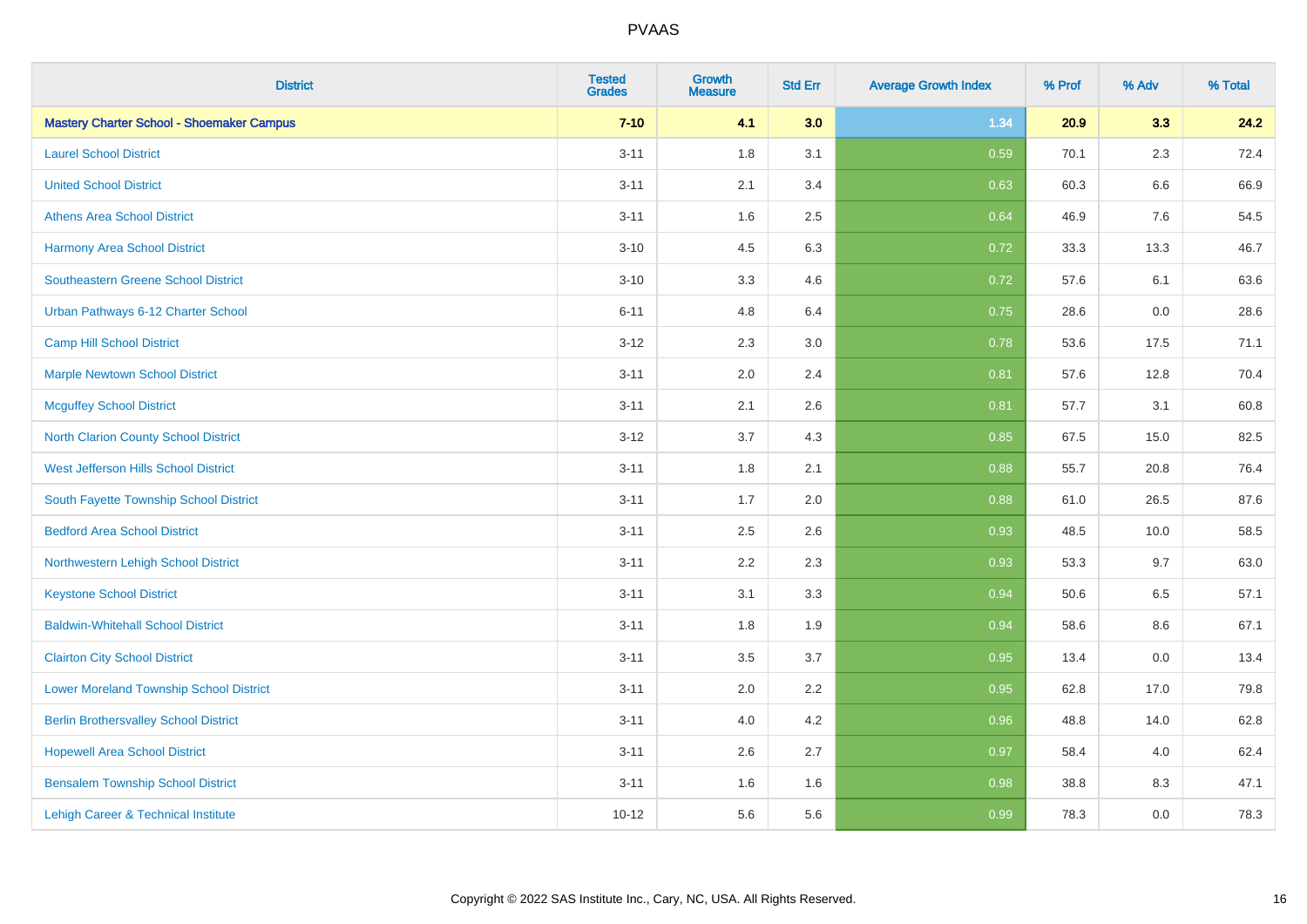| District | Tested Grades | Growth Measure | Std Err | Average Growth Index | % Prof | % Adv | % Total |
|---|---|---|---|---|---|---|---|
| **Mastery Charter School - Shoemaker Campus** | **7-10** | **4.1** | **3.0** | **1.34** | **20.9** | **3.3** | **24.2** |
| Laurel School District | 3-11 | 1.8 | 3.1 | 0.59 | 70.1 | 2.3 | 72.4 |
| United School District | 3-11 | 2.1 | 3.4 | 0.63 | 60.3 | 6.6 | 66.9 |
| Athens Area School District | 3-11 | 1.6 | 2.5 | 0.64 | 46.9 | 7.6 | 54.5 |
| Harmony Area School District | 3-10 | 4.5 | 6.3 | 0.72 | 33.3 | 13.3 | 46.7 |
| Southeastern Greene School District | 3-10 | 3.3 | 4.6 | 0.72 | 57.6 | 6.1 | 63.6 |
| Urban Pathways 6-12 Charter School | 6-11 | 4.8 | 6.4 | 0.75 | 28.6 | 0.0 | 28.6 |
| Camp Hill School District | 3-12 | 2.3 | 3.0 | 0.78 | 53.6 | 17.5 | 71.1 |
| Marple Newtown School District | 3-11 | 2.0 | 2.4 | 0.81 | 57.6 | 12.8 | 70.4 |
| Mcguffey School District | 3-11 | 2.1 | 2.6 | 0.81 | 57.7 | 3.1 | 60.8 |
| North Clarion County School District | 3-12 | 3.7 | 4.3 | 0.85 | 67.5 | 15.0 | 82.5 |
| West Jefferson Hills School District | 3-11 | 1.8 | 2.1 | 0.88 | 55.7 | 20.8 | 76.4 |
| South Fayette Township School District | 3-11 | 1.7 | 2.0 | 0.88 | 61.0 | 26.5 | 87.6 |
| Bedford Area School District | 3-11 | 2.5 | 2.6 | 0.93 | 48.5 | 10.0 | 58.5 |
| Northwestern Lehigh School District | 3-11 | 2.2 | 2.3 | 0.93 | 53.3 | 9.7 | 63.0 |
| Keystone School District | 3-11 | 3.1 | 3.3 | 0.94 | 50.6 | 6.5 | 57.1 |
| Baldwin-Whitehall School District | 3-11 | 1.8 | 1.9 | 0.94 | 58.6 | 8.6 | 67.1 |
| Clairton City School District | 3-11 | 3.5 | 3.7 | 0.95 | 13.4 | 0.0 | 13.4 |
| Lower Moreland Township School District | 3-11 | 2.0 | 2.2 | 0.95 | 62.8 | 17.0 | 79.8 |
| Berlin Brothersvalley School District | 3-11 | 4.0 | 4.2 | 0.96 | 48.8 | 14.0 | 62.8 |
| Hopewell Area School District | 3-11 | 2.6 | 2.7 | 0.97 | 58.4 | 4.0 | 62.4 |
| Bensalem Township School District | 3-11 | 1.6 | 1.6 | 0.98 | 38.8 | 8.3 | 47.1 |
| Lehigh Career & Technical Institute | 10-12 | 5.6 | 5.6 | 0.99 | 78.3 | 0.0 | 78.3 |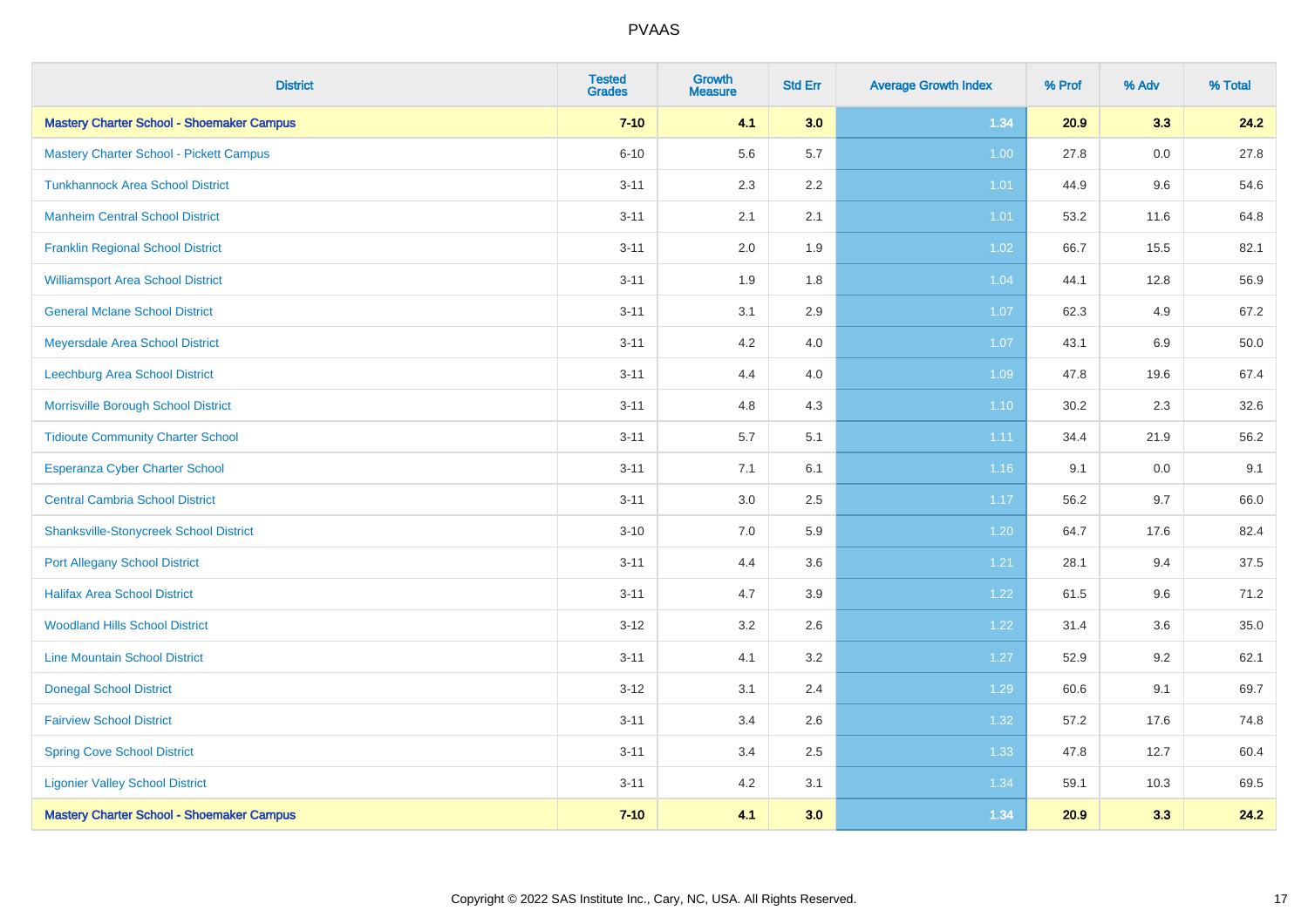# PVAAS

| District | Tested Grades | Growth Measure | Std Err | Average Growth Index | % Prof | % Adv | % Total |
|---|---|---|---|---|---|---|---|
| **Mastery Charter School - Shoemaker Campus** | **7-10** | **4.1** | **3.0** | **1.34** | **20.9** | **3.3** | **24.2** |
| Mastery Charter School - Pickett Campus | 6-10 | 5.6 | 5.7 | 1.00 | 27.8 | 0.0 | 27.8 |
| Tunkhannock Area School District | 3-11 | 2.3 | 2.2 | 1.01 | 44.9 | 9.6 | 54.6 |
| Manheim Central School District | 3-11 | 2.1 | 2.1 | 1.01 | 53.2 | 11.6 | 64.8 |
| Franklin Regional School District | 3-11 | 2.0 | 1.9 | 1.02 | 66.7 | 15.5 | 82.1 |
| Williamsport Area School District | 3-11 | 1.9 | 1.8 | 1.04 | 44.1 | 12.8 | 56.9 |
| General Mclane School District | 3-11 | 3.1 | 2.9 | 1.07 | 62.3 | 4.9 | 67.2 |
| Meyersdale Area School District | 3-11 | 4.2 | 4.0 | 1.07 | 43.1 | 6.9 | 50.0 |
| Leechburg Area School District | 3-11 | 4.4 | 4.0 | 1.09 | 47.8 | 19.6 | 67.4 |
| Morrisville Borough School District | 3-11 | 4.8 | 4.3 | 1.10 | 30.2 | 2.3 | 32.6 |
| Tidioute Community Charter School | 3-11 | 5.7 | 5.1 | 1.11 | 34.4 | 21.9 | 56.2 |
| Esperanza Cyber Charter School | 3-11 | 7.1 | 6.1 | 1.16 | 9.1 | 0.0 | 9.1 |
| Central Cambria School District | 3-11 | 3.0 | 2.5 | 1.17 | 56.2 | 9.7 | 66.0 |
| Shanksville-Stonycreek School District | 3-10 | 7.0 | 5.9 | 1.20 | 64.7 | 17.6 | 82.4 |
| Port Allegany School District | 3-11 | 4.4 | 3.6 | 1.21 | 28.1 | 9.4 | 37.5 |
| Halifax Area School District | 3-11 | 4.7 | 3.9 | 1.22 | 61.5 | 9.6 | 71.2 |
| Woodland Hills School District | 3-12 | 3.2 | 2.6 | 1.22 | 31.4 | 3.6 | 35.0 |
| Line Mountain School District | 3-11 | 4.1 | 3.2 | 1.27 | 52.9 | 9.2 | 62.1 |
| Donegal School District | 3-12 | 3.1 | 2.4 | 1.29 | 60.6 | 9.1 | 69.7 |
| Fairview School District | 3-11 | 3.4 | 2.6 | 1.32 | 57.2 | 17.6 | 74.8 |
| Spring Cove School District | 3-11 | 3.4 | 2.5 | 1.33 | 47.8 | 12.7 | 60.4 |
| Ligonier Valley School District | 3-11 | 4.2 | 3.1 | 1.34 | 59.1 | 10.3 | 69.5 |
| **Mastery Charter School - Shoemaker Campus** | **7-10** | **4.1** | **3.0** | **1.34** | **20.9** | **3.3** | **24.2** |

Copyright © 2022 SAS Institute Inc., Cary, NC, USA. All Rights Reserved.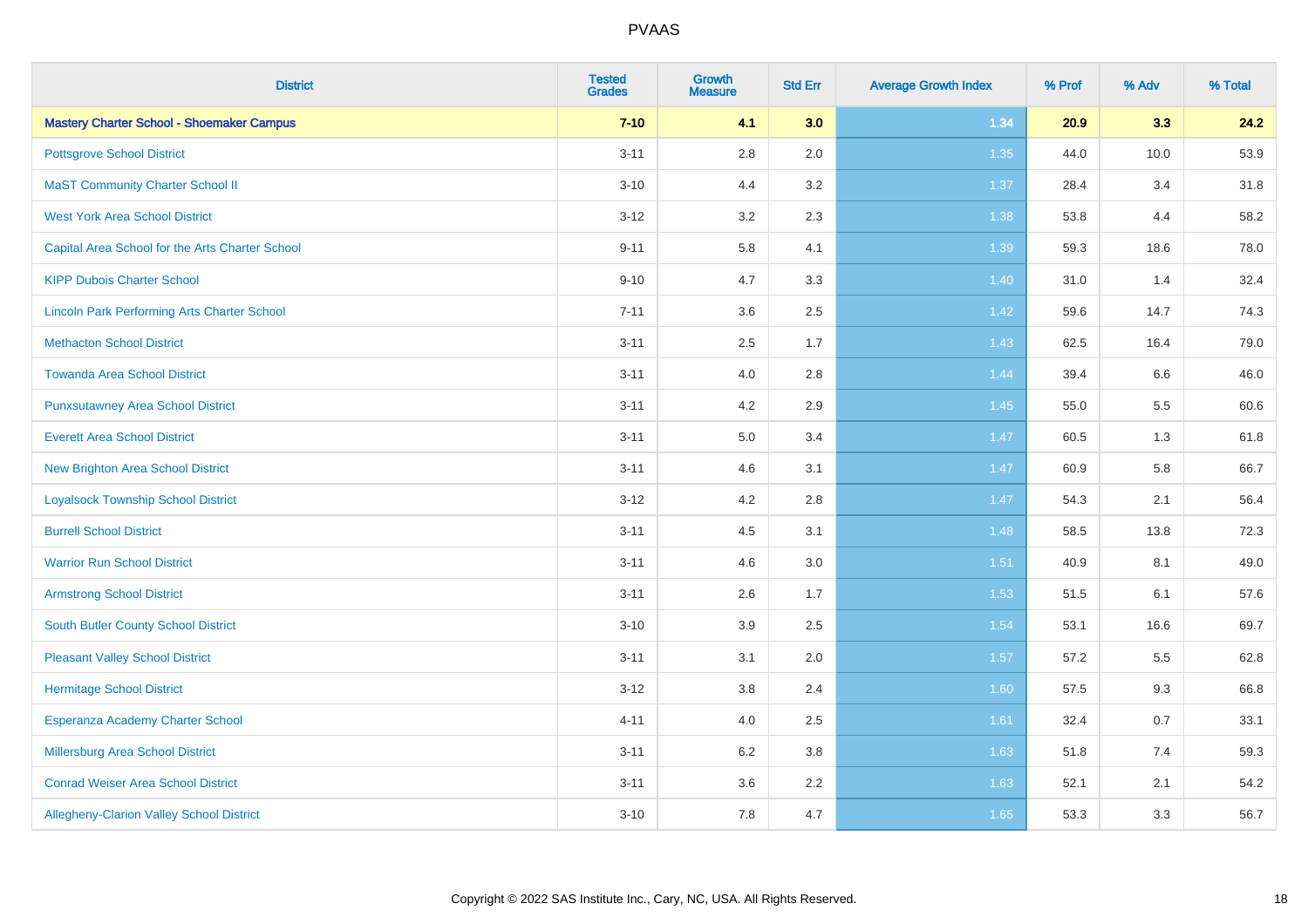# PVAAS

| District | Tested Grades | Growth Measure | Std Err | Average Growth Index | % Prof | % Adv | % Total |
|---|---|---|---|---|---|---|---|
| **Mastery Charter School - Shoemaker Campus** | **7-10** | **4.1** | **3.0** | **1.34** | **20.9** | **3.3** | **24.2** |
| Pottsgrove School District | 3-11 | 2.8 | 2.0 | 1.35 | 44.0 | 10.0 | 53.9 |
| MaST Community Charter School II | 3-10 | 4.4 | 3.2 | 1.37 | 28.4 | 3.4 | 31.8 |
| West York Area School District | 3-12 | 3.2 | 2.3 | 1.38 | 53.8 | 4.4 | 58.2 |
| Capital Area School for the Arts Charter School | 9-11 | 5.8 | 4.1 | 1.39 | 59.3 | 18.6 | 78.0 |
| KIPP Dubois Charter School | 9-10 | 4.7 | 3.3 | 1.40 | 31.0 | 1.4 | 32.4 |
| Lincoln Park Performing Arts Charter School | 7-11 | 3.6 | 2.5 | 1.42 | 59.6 | 14.7 | 74.3 |
| Methacton School District | 3-11 | 2.5 | 1.7 | 1.43 | 62.5 | 16.4 | 79.0 |
| Towanda Area School District | 3-11 | 4.0 | 2.8 | 1.44 | 39.4 | 6.6 | 46.0 |
| Punxsutawney Area School District | 3-11 | 4.2 | 2.9 | 1.45 | 55.0 | 5.5 | 60.6 |
| Everett Area School District | 3-11 | 5.0 | 3.4 | 1.47 | 60.5 | 1.3 | 61.8 |
| New Brighton Area School District | 3-11 | 4.6 | 3.1 | 1.47 | 60.9 | 5.8 | 66.7 |
| Loyalsock Township School District | 3-12 | 4.2 | 2.8 | 1.47 | 54.3 | 2.1 | 56.4 |
| Burrell School District | 3-11 | 4.5 | 3.1 | 1.48 | 58.5 | 13.8 | 72.3 |
| Warrior Run School District | 3-11 | 4.6 | 3.0 | 1.51 | 40.9 | 8.1 | 49.0 |
| Armstrong School District | 3-11 | 2.6 | 1.7 | 1.53 | 51.5 | 6.1 | 57.6 |
| South Butler County School District | 3-10 | 3.9 | 2.5 | 1.54 | 53.1 | 16.6 | 69.7 |
| Pleasant Valley School District | 3-11 | 3.1 | 2.0 | 1.57 | 57.2 | 5.5 | 62.8 |
| Hermitage School District | 3-12 | 3.8 | 2.4 | 1.60 | 57.5 | 9.3 | 66.8 |
| Esperanza Academy Charter School | 4-11 | 4.0 | 2.5 | 1.61 | 32.4 | 0.7 | 33.1 |
| Millersburg Area School District | 3-11 | 6.2 | 3.8 | 1.63 | 51.8 | 7.4 | 59.3 |
| Conrad Weiser Area School District | 3-11 | 3.6 | 2.2 | 1.63 | 52.1 | 2.1 | 54.2 |
| Allegheny-Clarion Valley School District | 3-10 | 7.8 | 4.7 | 1.65 | 53.3 | 3.3 | 56.7 |

Copyright © 2022 SAS Institute Inc., Cary, NC, USA. All Rights Reserved.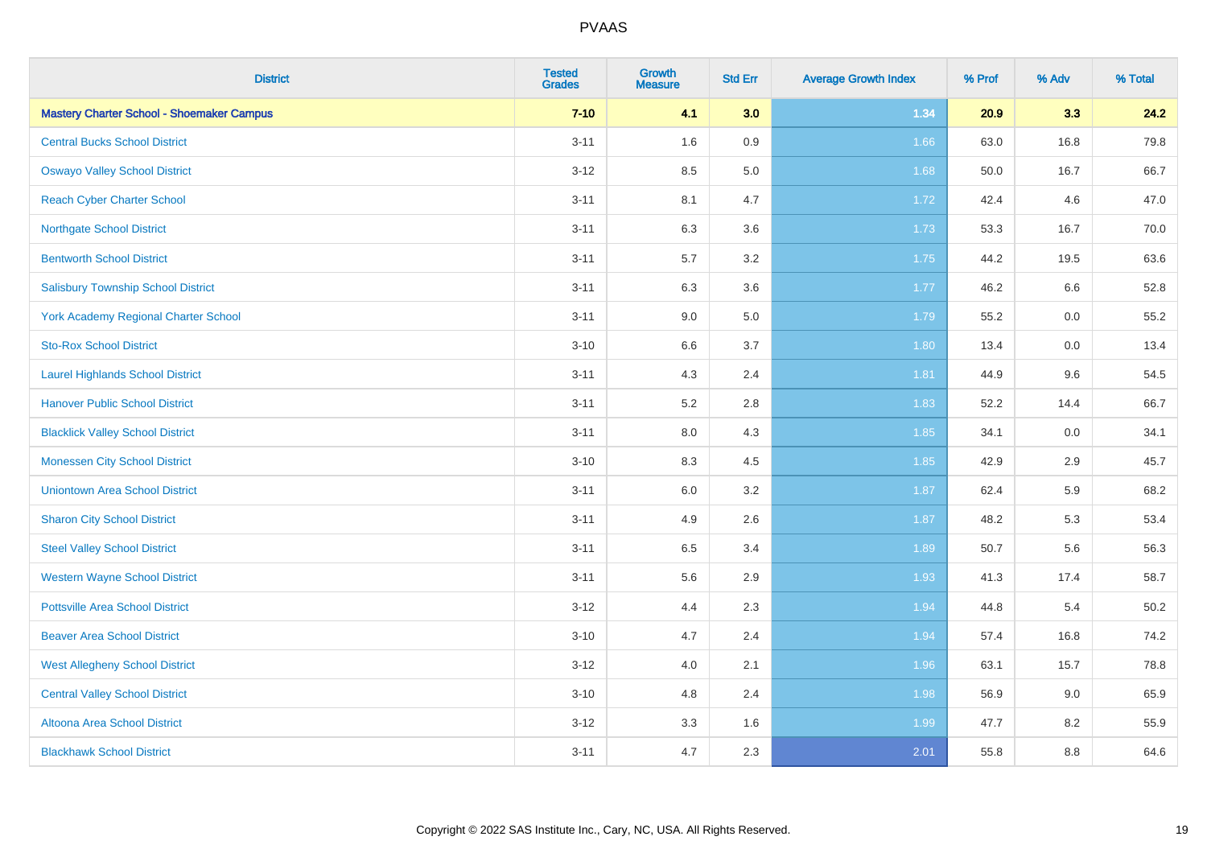| District | Tested Grades | Growth Measure | Std Err | Average Growth Index | % Prof | % Adv | % Total |
|---|---|---|---|---|---|---|---|
| **Mastery Charter School - Shoemaker Campus** | **7-10** | **4.1** | **3.0** | **1.34** | **20.9** | **3.3** | **24.2** |
| Central Bucks School District | 3-11 | 1.6 | 0.9 | 1.66 | 63.0 | 16.8 | 79.8 |
| Oswayo Valley School District | 3-12 | 8.5 | 5.0 | 1.68 | 50.0 | 16.7 | 66.7 |
| Reach Cyber Charter School | 3-11 | 8.1 | 4.7 | 1.72 | 42.4 | 4.6 | 47.0 |
| Northgate School District | 3-11 | 6.3 | 3.6 | 1.73 | 53.3 | 16.7 | 70.0 |
| Bentworth School District | 3-11 | 5.7 | 3.2 | 1.75 | 44.2 | 19.5 | 63.6 |
| Salisbury Township School District | 3-11 | 6.3 | 3.6 | 1.77 | 46.2 | 6.6 | 52.8 |
| York Academy Regional Charter School | 3-11 | 9.0 | 5.0 | 1.79 | 55.2 | 0.0 | 55.2 |
| Sto-Rox School District | 3-10 | 6.6 | 3.7 | 1.80 | 13.4 | 0.0 | 13.4 |
| Laurel Highlands School District | 3-11 | 4.3 | 2.4 | 1.81 | 44.9 | 9.6 | 54.5 |
| Hanover Public School District | 3-11 | 5.2 | 2.8 | 1.83 | 52.2 | 14.4 | 66.7 |
| Blacklick Valley School District | 3-11 | 8.0 | 4.3 | 1.85 | 34.1 | 0.0 | 34.1 |
| Monessen City School District | 3-10 | 8.3 | 4.5 | 1.85 | 42.9 | 2.9 | 45.7 |
| Uniontown Area School District | 3-11 | 6.0 | 3.2 | 1.87 | 62.4 | 5.9 | 68.2 |
| Sharon City School District | 3-11 | 4.9 | 2.6 | 1.87 | 48.2 | 5.3 | 53.4 |
| Steel Valley School District | 3-11 | 6.5 | 3.4 | 1.89 | 50.7 | 5.6 | 56.3 |
| Western Wayne School District | 3-11 | 5.6 | 2.9 | 1.93 | 41.3 | 17.4 | 58.7 |
| Pottsville Area School District | 3-12 | 4.4 | 2.3 | 1.94 | 44.8 | 5.4 | 50.2 |
| Beaver Area School District | 3-10 | 4.7 | 2.4 | 1.94 | 57.4 | 16.8 | 74.2 |
| West Allegheny School District | 3-12 | 4.0 | 2.1 | 1.96 | 63.1 | 15.7 | 78.8 |
| Central Valley School District | 3-10 | 4.8 | 2.4 | 1.98 | 56.9 | 9.0 | 65.9 |
| Altoona Area School District | 3-12 | 3.3 | 1.6 | 1.99 | 47.7 | 8.2 | 55.9 |
| Blackhawk School District | 3-11 | 4.7 | 2.3 | 2.01 | 55.8 | 8.8 | 64.6 |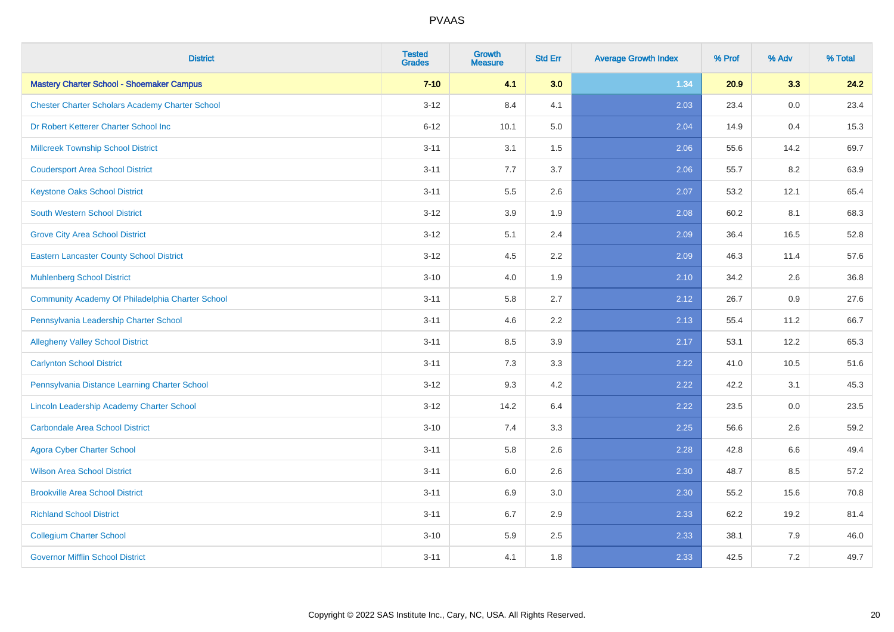# PVAAS

| District | Tested Grades | Growth Measure | Std Err | Average Growth Index | % Prof | % Adv | % Total |
|---|---|---|---|---|---|---|---|
| **Mastery Charter School - Shoemaker Campus** | **7-10** | **4.1** | **3.0** | **1.34** | **20.9** | **3.3** | **24.2** |
| Chester Charter Scholars Academy Charter School | 3-12 | 8.4 | 4.1 | 2.03 | 23.4 | 0.0 | 23.4 |
| Dr Robert Ketterer Charter School Inc | 6-12 | 10.1 | 5.0 | 2.04 | 14.9 | 0.4 | 15.3 |
| Millcreek Township School District | 3-11 | 3.1 | 1.5 | 2.06 | 55.6 | 14.2 | 69.7 |
| Coudersport Area School District | 3-11 | 7.7 | 3.7 | 2.06 | 55.7 | 8.2 | 63.9 |
| Keystone Oaks School District | 3-11 | 5.5 | 2.6 | 2.07 | 53.2 | 12.1 | 65.4 |
| South Western School District | 3-12 | 3.9 | 1.9 | 2.08 | 60.2 | 8.1 | 68.3 |
| Grove City Area School District | 3-12 | 5.1 | 2.4 | 2.09 | 36.4 | 16.5 | 52.8 |
| Eastern Lancaster County School District | 3-12 | 4.5 | 2.2 | 2.09 | 46.3 | 11.4 | 57.6 |
| Muhlenberg School District | 3-10 | 4.0 | 1.9 | 2.10 | 34.2 | 2.6 | 36.8 |
| Community Academy Of Philadelphia Charter School | 3-11 | 5.8 | 2.7 | 2.12 | 26.7 | 0.9 | 27.6 |
| Pennsylvania Leadership Charter School | 3-11 | 4.6 | 2.2 | 2.13 | 55.4 | 11.2 | 66.7 |
| Allegheny Valley School District | 3-11 | 8.5 | 3.9 | 2.17 | 53.1 | 12.2 | 65.3 |
| Carlynton School District | 3-11 | 7.3 | 3.3 | 2.22 | 41.0 | 10.5 | 51.6 |
| Pennsylvania Distance Learning Charter School | 3-12 | 9.3 | 4.2 | 2.22 | 42.2 | 3.1 | 45.3 |
| Lincoln Leadership Academy Charter School | 3-12 | 14.2 | 6.4 | 2.22 | 23.5 | 0.0 | 23.5 |
| Carbondale Area School District | 3-10 | 7.4 | 3.3 | 2.25 | 56.6 | 2.6 | 59.2 |
| Agora Cyber Charter School | 3-11 | 5.8 | 2.6 | 2.28 | 42.8 | 6.6 | 49.4 |
| Wilson Area School District | 3-11 | 6.0 | 2.6 | 2.30 | 48.7 | 8.5 | 57.2 |
| Brookville Area School District | 3-11 | 6.9 | 3.0 | 2.30 | 55.2 | 15.6 | 70.8 |
| Richland School District | 3-11 | 6.7 | 2.9 | 2.33 | 62.2 | 19.2 | 81.4 |
| Collegium Charter School | 3-10 | 5.9 | 2.5 | 2.33 | 38.1 | 7.9 | 46.0 |
| Governor Mifflin School District | 3-11 | 4.1 | 1.8 | 2.33 | 42.5 | 7.2 | 49.7 |

Copyright © 2022 SAS Institute Inc., Cary, NC, USA. All Rights Reserved.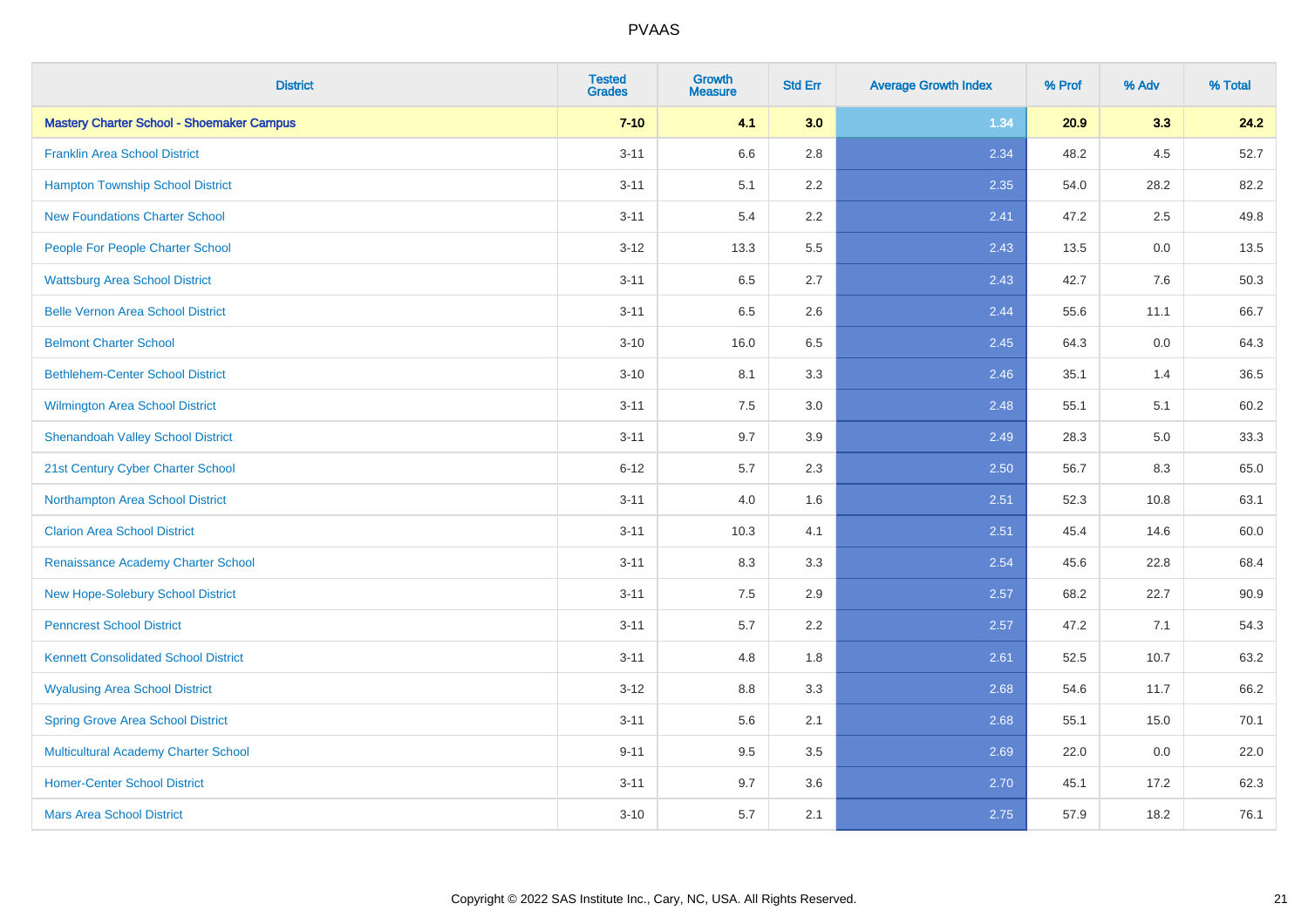# PVAAS

| District | Tested Grades | Growth Measure | Std Err | Average Growth Index | % Prof | % Adv | % Total |
|---|---|---|---|---|---|---|---|
| **Mastery Charter School - Shoemaker Campus** | **7-10** | **4.1** | **3.0** | **1.34** | **20.9** | **3.3** | **24.2** |
| Franklin Area School District | 3-11 | 6.6 | 2.8 | 2.34 | 48.2 | 4.5 | 52.7 |
| Hampton Township School District | 3-11 | 5.1 | 2.2 | 2.35 | 54.0 | 28.2 | 82.2 |
| New Foundations Charter School | 3-11 | 5.4 | 2.2 | 2.41 | 47.2 | 2.5 | 49.8 |
| People For People Charter School | 3-12 | 13.3 | 5.5 | 2.43 | 13.5 | 0.0 | 13.5 |
| Wattsburg Area School District | 3-11 | 6.5 | 2.7 | 2.43 | 42.7 | 7.6 | 50.3 |
| Belle Vernon Area School District | 3-11 | 6.5 | 2.6 | 2.44 | 55.6 | 11.1 | 66.7 |
| Belmont Charter School | 3-10 | 16.0 | 6.5 | 2.45 | 64.3 | 0.0 | 64.3 |
| Bethlehem-Center School District | 3-10 | 8.1 | 3.3 | 2.46 | 35.1 | 1.4 | 36.5 |
| Wilmington Area School District | 3-11 | 7.5 | 3.0 | 2.48 | 55.1 | 5.1 | 60.2 |
| Shenandoah Valley School District | 3-11 | 9.7 | 3.9 | 2.49 | 28.3 | 5.0 | 33.3 |
| 21st Century Cyber Charter School | 6-12 | 5.7 | 2.3 | 2.50 | 56.7 | 8.3 | 65.0 |
| Northampton Area School District | 3-11 | 4.0 | 1.6 | 2.51 | 52.3 | 10.8 | 63.1 |
| Clarion Area School District | 3-11 | 10.3 | 4.1 | 2.51 | 45.4 | 14.6 | 60.0 |
| Renaissance Academy Charter School | 3-11 | 8.3 | 3.3 | 2.54 | 45.6 | 22.8 | 68.4 |
| New Hope-Solebury School District | 3-11 | 7.5 | 2.9 | 2.57 | 68.2 | 22.7 | 90.9 |
| Penncrest School District | 3-11 | 5.7 | 2.2 | 2.57 | 47.2 | 7.1 | 54.3 |
| Kennett Consolidated School District | 3-11 | 4.8 | 1.8 | 2.61 | 52.5 | 10.7 | 63.2 |
| Wyalusing Area School District | 3-12 | 8.8 | 3.3 | 2.68 | 54.6 | 11.7 | 66.2 |
| Spring Grove Area School District | 3-11 | 5.6 | 2.1 | 2.68 | 55.1 | 15.0 | 70.1 |
| Multicultural Academy Charter School | 9-11 | 9.5 | 3.5 | 2.69 | 22.0 | 0.0 | 22.0 |
| Homer-Center School District | 3-11 | 9.7 | 3.6 | 2.70 | 45.1 | 17.2 | 62.3 |
| Mars Area School District | 3-10 | 5.7 | 2.1 | 2.75 | 57.9 | 18.2 | 76.1 |

Copyright © 2022 SAS Institute Inc., Cary, NC, USA. All Rights Reserved.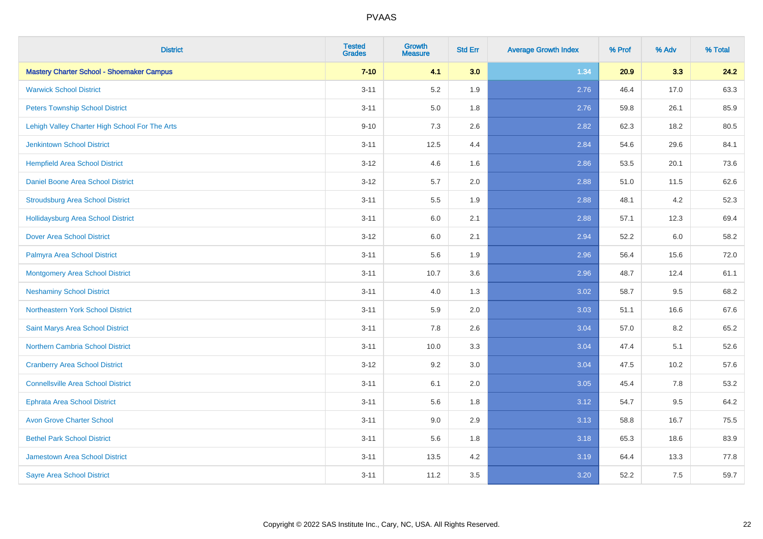# PVAAS

| District | Tested Grades | Growth Measure | Std Err | Average Growth Index | % Prof | % Adv | % Total |
|---|---|---|---|---|---|---|---|
| **Mastery Charter School - Shoemaker Campus** | **7-10** | **4.1** | **3.0** | **1.34** | **20.9** | **3.3** | **24.2** |
| Warwick School District | 3-11 | 5.2 | 1.9 | 2.76 | 46.4 | 17.0 | 63.3 |
| Peters Township School District | 3-11 | 5.0 | 1.8 | 2.76 | 59.8 | 26.1 | 85.9 |
| Lehigh Valley Charter High School For The Arts | 9-10 | 7.3 | 2.6 | 2.82 | 62.3 | 18.2 | 80.5 |
| Jenkintown School District | 3-11 | 12.5 | 4.4 | 2.84 | 54.6 | 29.6 | 84.1 |
| Hempfield Area School District | 3-12 | 4.6 | 1.6 | 2.86 | 53.5 | 20.1 | 73.6 |
| Daniel Boone Area School District | 3-12 | 5.7 | 2.0 | 2.88 | 51.0 | 11.5 | 62.6 |
| Stroudsburg Area School District | 3-11 | 5.5 | 1.9 | 2.88 | 48.1 | 4.2 | 52.3 |
| Hollidaysburg Area School District | 3-11 | 6.0 | 2.1 | 2.88 | 57.1 | 12.3 | 69.4 |
| Dover Area School District | 3-12 | 6.0 | 2.1 | 2.94 | 52.2 | 6.0 | 58.2 |
| Palmyra Area School District | 3-11 | 5.6 | 1.9 | 2.96 | 56.4 | 15.6 | 72.0 |
| Montgomery Area School District | 3-11 | 10.7 | 3.6 | 2.96 | 48.7 | 12.4 | 61.1 |
| Neshaminy School District | 3-11 | 4.0 | 1.3 | 3.02 | 58.7 | 9.5 | 68.2 |
| Northeastern York School District | 3-11 | 5.9 | 2.0 | 3.03 | 51.1 | 16.6 | 67.6 |
| Saint Marys Area School District | 3-11 | 7.8 | 2.6 | 3.04 | 57.0 | 8.2 | 65.2 |
| Northern Cambria School District | 3-11 | 10.0 | 3.3 | 3.04 | 47.4 | 5.1 | 52.6 |
| Cranberry Area School District | 3-12 | 9.2 | 3.0 | 3.04 | 47.5 | 10.2 | 57.6 |
| Connellsville Area School District | 3-11 | 6.1 | 2.0 | 3.05 | 45.4 | 7.8 | 53.2 |
| Ephrata Area School District | 3-11 | 5.6 | 1.8 | 3.12 | 54.7 | 9.5 | 64.2 |
| Avon Grove Charter School | 3-11 | 9.0 | 2.9 | 3.13 | 58.8 | 16.7 | 75.5 |
| Bethel Park School District | 3-11 | 5.6 | 1.8 | 3.18 | 65.3 | 18.6 | 83.9 |
| Jamestown Area School District | 3-11 | 13.5 | 4.2 | 3.19 | 64.4 | 13.3 | 77.8 |
| Sayre Area School District | 3-11 | 11.2 | 3.5 | 3.20 | 52.2 | 7.5 | 59.7 |

Copyright © 2022 SAS Institute Inc., Cary, NC, USA. All Rights Reserved.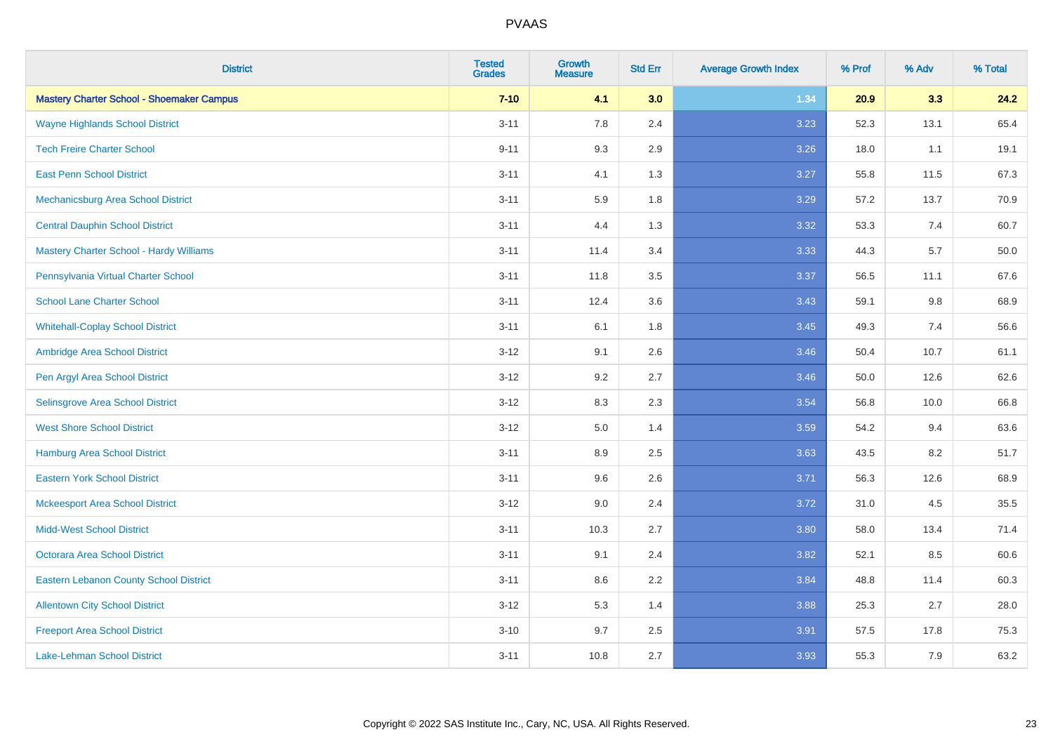# PVAAS

| District | Tested Grades | Growth Measure | Std Err | Average Growth Index | % Prof | % Adv | % Total |
|---|---|---|---|---|---|---|---|
| **Mastery Charter School - Shoemaker Campus** | **7-10** | **4.1** | **3.0** | **1.34** | **20.9** | **3.3** | **24.2** |
| Wayne Highlands School District | 3-11 | 7.8 | 2.4 | 3.23 | 52.3 | 13.1 | 65.4 |
| Tech Freire Charter School | 9-11 | 9.3 | 2.9 | 3.26 | 18.0 | 1.1 | 19.1 |
| East Penn School District | 3-11 | 4.1 | 1.3 | 3.27 | 55.8 | 11.5 | 67.3 |
| Mechanicsburg Area School District | 3-11 | 5.9 | 1.8 | 3.29 | 57.2 | 13.7 | 70.9 |
| Central Dauphin School District | 3-11 | 4.4 | 1.3 | 3.32 | 53.3 | 7.4 | 60.7 |
| Mastery Charter School - Hardy Williams | 3-11 | 11.4 | 3.4 | 3.33 | 44.3 | 5.7 | 50.0 |
| Pennsylvania Virtual Charter School | 3-11 | 11.8 | 3.5 | 3.37 | 56.5 | 11.1 | 67.6 |
| School Lane Charter School | 3-11 | 12.4 | 3.6 | 3.43 | 59.1 | 9.8 | 68.9 |
| Whitehall-Coplay School District | 3-11 | 6.1 | 1.8 | 3.45 | 49.3 | 7.4 | 56.6 |
| Ambridge Area School District | 3-12 | 9.1 | 2.6 | 3.46 | 50.4 | 10.7 | 61.1 |
| Pen Argyl Area School District | 3-12 | 9.2 | 2.7 | 3.46 | 50.0 | 12.6 | 62.6 |
| Selinsgrove Area School District | 3-12 | 8.3 | 2.3 | 3.54 | 56.8 | 10.0 | 66.8 |
| West Shore School District | 3-12 | 5.0 | 1.4 | 3.59 | 54.2 | 9.4 | 63.6 |
| Hamburg Area School District | 3-11 | 8.9 | 2.5 | 3.63 | 43.5 | 8.2 | 51.7 |
| Eastern York School District | 3-11 | 9.6 | 2.6 | 3.71 | 56.3 | 12.6 | 68.9 |
| Mckeesport Area School District | 3-12 | 9.0 | 2.4 | 3.72 | 31.0 | 4.5 | 35.5 |
| Midd-West School District | 3-11 | 10.3 | 2.7 | 3.80 | 58.0 | 13.4 | 71.4 |
| Octorara Area School District | 3-11 | 9.1 | 2.4 | 3.82 | 52.1 | 8.5 | 60.6 |
| Eastern Lebanon County School District | 3-11 | 8.6 | 2.2 | 3.84 | 48.8 | 11.4 | 60.3 |
| Allentown City School District | 3-12 | 5.3 | 1.4 | 3.88 | 25.3 | 2.7 | 28.0 |
| Freeport Area School District | 3-10 | 9.7 | 2.5 | 3.91 | 57.5 | 17.8 | 75.3 |
| Lake-Lehman School District | 3-11 | 10.8 | 2.7 | 3.93 | 55.3 | 7.9 | 63.2 |

Copyright © 2022 SAS Institute Inc., Cary, NC, USA. All Rights Reserved.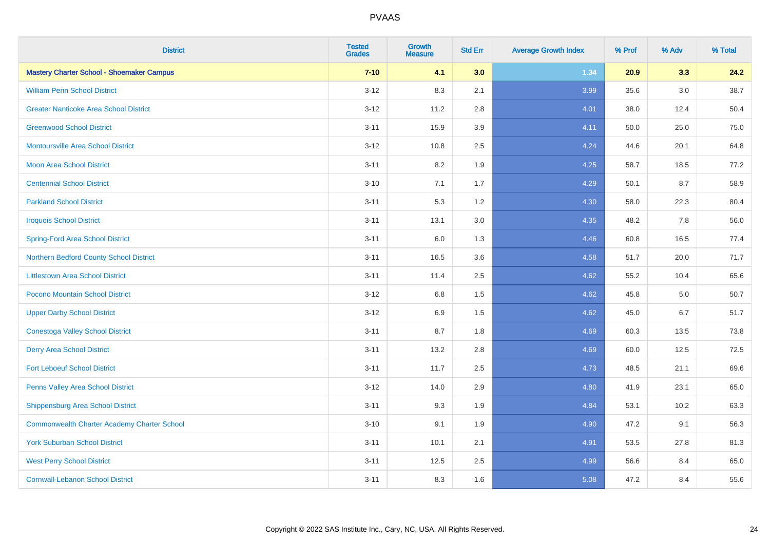# PVAAS

| District | Tested Grades | Growth Measure | Std Err | Average Growth Index | % Prof | % Adv | % Total |
|---|---|---|---|---|---|---|---|
| **Mastery Charter School - Shoemaker Campus** | **7-10** | **4.1** | **3.0** | **1.34** | **20.9** | **3.3** | **24.2** |
| William Penn School District | 3-12 | 8.3 | 2.1 | 3.99 | 35.6 | 3.0 | 38.7 |
| Greater Nanticoke Area School District | 3-12 | 11.2 | 2.8 | 4.01 | 38.0 | 12.4 | 50.4 |
| Greenwood School District | 3-11 | 15.9 | 3.9 | 4.11 | 50.0 | 25.0 | 75.0 |
| Montoursville Area School District | 3-12 | 10.8 | 2.5 | 4.24 | 44.6 | 20.1 | 64.8 |
| Moon Area School District | 3-11 | 8.2 | 1.9 | 4.25 | 58.7 | 18.5 | 77.2 |
| Centennial School District | 3-10 | 7.1 | 1.7 | 4.29 | 50.1 | 8.7 | 58.9 |
| Parkland School District | 3-11 | 5.3 | 1.2 | 4.30 | 58.0 | 22.3 | 80.4 |
| Iroquois School District | 3-11 | 13.1 | 3.0 | 4.35 | 48.2 | 7.8 | 56.0 |
| Spring-Ford Area School District | 3-11 | 6.0 | 1.3 | 4.46 | 60.8 | 16.5 | 77.4 |
| Northern Bedford County School District | 3-11 | 16.5 | 3.6 | 4.58 | 51.7 | 20.0 | 71.7 |
| Littlestown Area School District | 3-11 | 11.4 | 2.5 | 4.62 | 55.2 | 10.4 | 65.6 |
| Pocono Mountain School District | 3-12 | 6.8 | 1.5 | 4.62 | 45.8 | 5.0 | 50.7 |
| Upper Darby School District | 3-12 | 6.9 | 1.5 | 4.62 | 45.0 | 6.7 | 51.7 |
| Conestoga Valley School District | 3-11 | 8.7 | 1.8 | 4.69 | 60.3 | 13.5 | 73.8 |
| Derry Area School District | 3-11 | 13.2 | 2.8 | 4.69 | 60.0 | 12.5 | 72.5 |
| Fort Leboeuf School District | 3-11 | 11.7 | 2.5 | 4.73 | 48.5 | 21.1 | 69.6 |
| Penns Valley Area School District | 3-12 | 14.0 | 2.9 | 4.80 | 41.9 | 23.1 | 65.0 |
| Shippensburg Area School District | 3-11 | 9.3 | 1.9 | 4.84 | 53.1 | 10.2 | 63.3 |
| Commonwealth Charter Academy Charter School | 3-10 | 9.1 | 1.9 | 4.90 | 47.2 | 9.1 | 56.3 |
| York Suburban School District | 3-11 | 10.1 | 2.1 | 4.91 | 53.5 | 27.8 | 81.3 |
| West Perry School District | 3-11 | 12.5 | 2.5 | 4.99 | 56.6 | 8.4 | 65.0 |
| Cornwall-Lebanon School District | 3-11 | 8.3 | 1.6 | 5.08 | 47.2 | 8.4 | 55.6 |

Copyright © 2022 SAS Institute Inc., Cary, NC, USA. All Rights Reserved.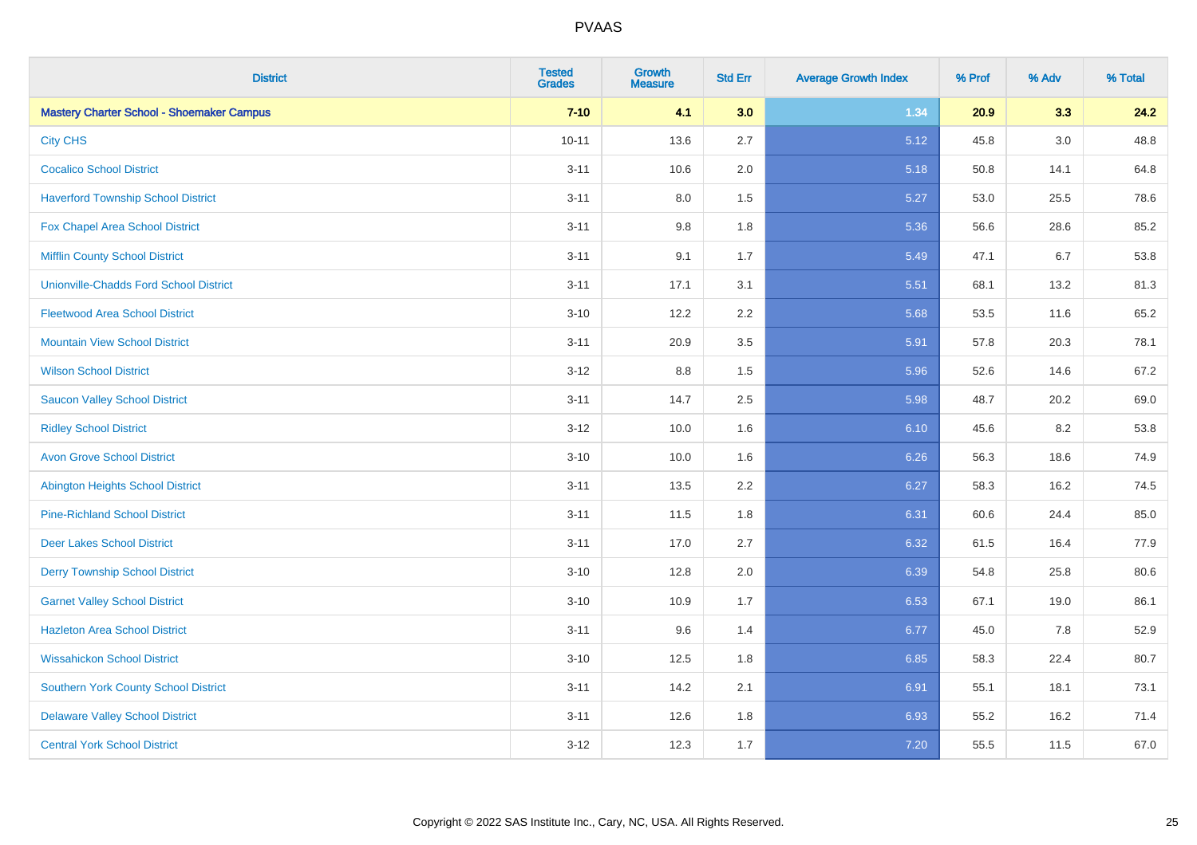# PVAAS

| District | Tested Grades | Growth Measure | Std Err | Average Growth Index | % Prof | % Adv | % Total |
|---|---|---|---|---|---|---|---|
| **Mastery Charter School - Shoemaker Campus** | **7-10** | **4.1** | **3.0** | **1.34** | **20.9** | **3.3** | **24.2** |
| City CHS | 10-11 | 13.6 | 2.7 | 5.12 | 45.8 | 3.0 | 48.8 |
| Cocalico School District | 3-11 | 10.6 | 2.0 | 5.18 | 50.8 | 14.1 | 64.8 |
| Haverford Township School District | 3-11 | 8.0 | 1.5 | 5.27 | 53.0 | 25.5 | 78.6 |
| Fox Chapel Area School District | 3-11 | 9.8 | 1.8 | 5.36 | 56.6 | 28.6 | 85.2 |
| Mifflin County School District | 3-11 | 9.1 | 1.7 | 5.49 | 47.1 | 6.7 | 53.8 |
| Unionville-Chadds Ford School District | 3-11 | 17.1 | 3.1 | 5.51 | 68.1 | 13.2 | 81.3 |
| Fleetwood Area School District | 3-10 | 12.2 | 2.2 | 5.68 | 53.5 | 11.6 | 65.2 |
| Mountain View School District | 3-11 | 20.9 | 3.5 | 5.91 | 57.8 | 20.3 | 78.1 |
| Wilson School District | 3-12 | 8.8 | 1.5 | 5.96 | 52.6 | 14.6 | 67.2 |
| Saucon Valley School District | 3-11 | 14.7 | 2.5 | 5.98 | 48.7 | 20.2 | 69.0 |
| Ridley School District | 3-12 | 10.0 | 1.6 | 6.10 | 45.6 | 8.2 | 53.8 |
| Avon Grove School District | 3-10 | 10.0 | 1.6 | 6.26 | 56.3 | 18.6 | 74.9 |
| Abington Heights School District | 3-11 | 13.5 | 2.2 | 6.27 | 58.3 | 16.2 | 74.5 |
| Pine-Richland School District | 3-11 | 11.5 | 1.8 | 6.31 | 60.6 | 24.4 | 85.0 |
| Deer Lakes School District | 3-11 | 17.0 | 2.7 | 6.32 | 61.5 | 16.4 | 77.9 |
| Derry Township School District | 3-10 | 12.8 | 2.0 | 6.39 | 54.8 | 25.8 | 80.6 |
| Garnet Valley School District | 3-10 | 10.9 | 1.7 | 6.53 | 67.1 | 19.0 | 86.1 |
| Hazleton Area School District | 3-11 | 9.6 | 1.4 | 6.77 | 45.0 | 7.8 | 52.9 |
| Wissahickon School District | 3-10 | 12.5 | 1.8 | 6.85 | 58.3 | 22.4 | 80.7 |
| Southern York County School District | 3-11 | 14.2 | 2.1 | 6.91 | 55.1 | 18.1 | 73.1 |
| Delaware Valley School District | 3-11 | 12.6 | 1.8 | 6.93 | 55.2 | 16.2 | 71.4 |
| Central York School District | 3-12 | 12.3 | 1.7 | 7.20 | 55.5 | 11.5 | 67.0 |

Copyright © 2022 SAS Institute Inc., Cary, NC, USA. All Rights Reserved.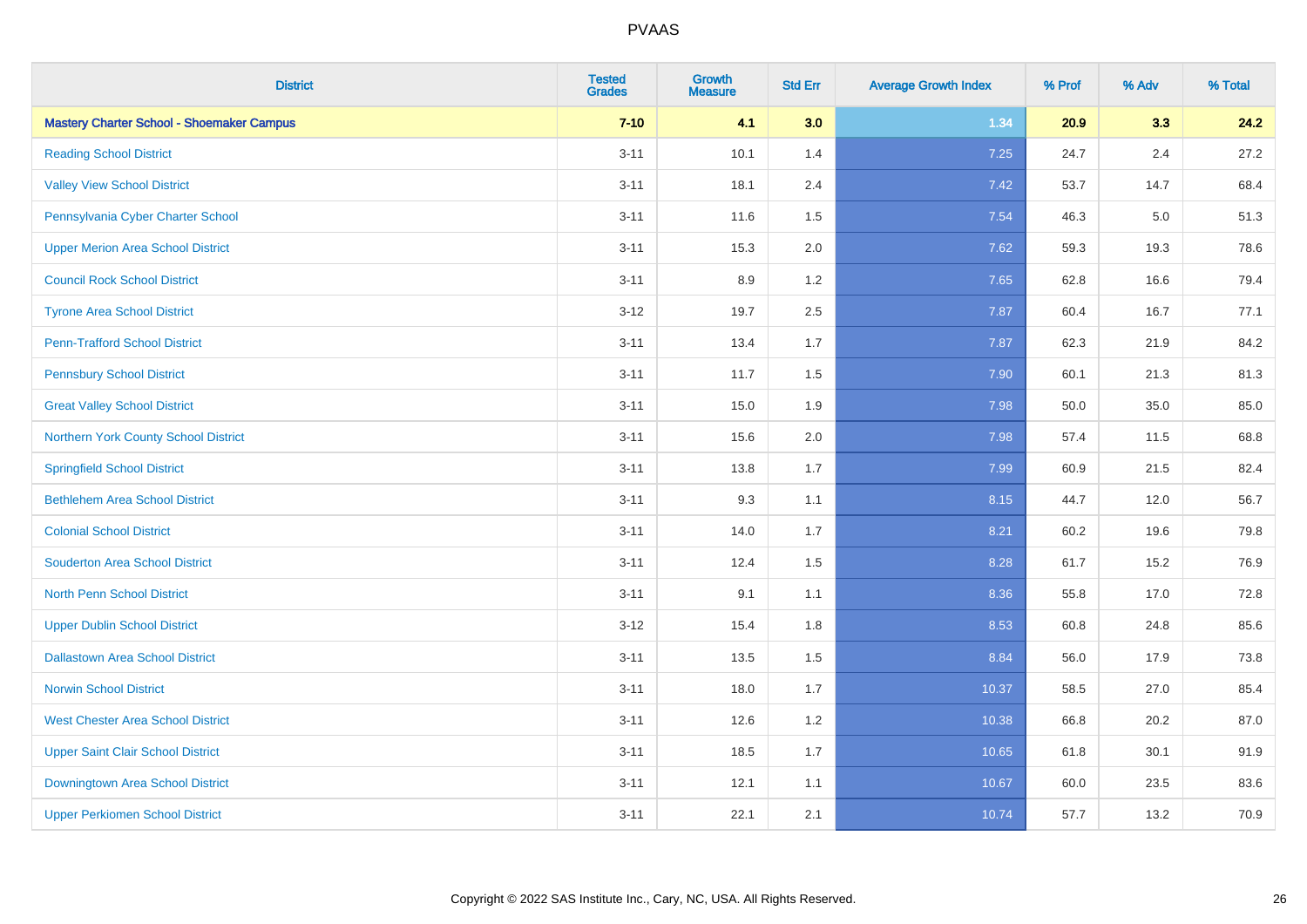# PVAAS

| District | Tested Grades | Growth Measure | Std Err | Average Growth Index | % Prof | % Adv | % Total |
|---|---|---|---|---|---|---|---|
| **Mastery Charter School - Shoemaker Campus** | **7-10** | **4.1** | **3.0** | **1.34** | **20.9** | **3.3** | **24.2** |
| Reading School District | 3-11 | 10.1 | 1.4 | 7.25 | 24.7 | 2.4 | 27.2 |
| Valley View School District | 3-11 | 18.1 | 2.4 | 7.42 | 53.7 | 14.7 | 68.4 |
| Pennsylvania Cyber Charter School | 3-11 | 11.6 | 1.5 | 7.54 | 46.3 | 5.0 | 51.3 |
| Upper Merion Area School District | 3-11 | 15.3 | 2.0 | 7.62 | 59.3 | 19.3 | 78.6 |
| Council Rock School District | 3-11 | 8.9 | 1.2 | 7.65 | 62.8 | 16.6 | 79.4 |
| Tyrone Area School District | 3-12 | 19.7 | 2.5 | 7.87 | 60.4 | 16.7 | 77.1 |
| Penn-Trafford School District | 3-11 | 13.4 | 1.7 | 7.87 | 62.3 | 21.9 | 84.2 |
| Pennsbury School District | 3-11 | 11.7 | 1.5 | 7.90 | 60.1 | 21.3 | 81.3 |
| Great Valley School District | 3-11 | 15.0 | 1.9 | 7.98 | 50.0 | 35.0 | 85.0 |
| Northern York County School District | 3-11 | 15.6 | 2.0 | 7.98 | 57.4 | 11.5 | 68.8 |
| Springfield School District | 3-11 | 13.8 | 1.7 | 7.99 | 60.9 | 21.5 | 82.4 |
| Bethlehem Area School District | 3-11 | 9.3 | 1.1 | 8.15 | 44.7 | 12.0 | 56.7 |
| Colonial School District | 3-11 | 14.0 | 1.7 | 8.21 | 60.2 | 19.6 | 79.8 |
| Souderton Area School District | 3-11 | 12.4 | 1.5 | 8.28 | 61.7 | 15.2 | 76.9 |
| North Penn School District | 3-11 | 9.1 | 1.1 | 8.36 | 55.8 | 17.0 | 72.8 |
| Upper Dublin School District | 3-12 | 15.4 | 1.8 | 8.53 | 60.8 | 24.8 | 85.6 |
| Dallastown Area School District | 3-11 | 13.5 | 1.5 | 8.84 | 56.0 | 17.9 | 73.8 |
| Norwin School District | 3-11 | 18.0 | 1.7 | 10.37 | 58.5 | 27.0 | 85.4 |
| West Chester Area School District | 3-11 | 12.6 | 1.2 | 10.38 | 66.8 | 20.2 | 87.0 |
| Upper Saint Clair School District | 3-11 | 18.5 | 1.7 | 10.65 | 61.8 | 30.1 | 91.9 |
| Downingtown Area School District | 3-11 | 12.1 | 1.1 | 10.67 | 60.0 | 23.5 | 83.6 |
| Upper Perkiomen School District | 3-11 | 22.1 | 2.1 | 10.74 | 57.7 | 13.2 | 70.9 |

Copyright © 2022 SAS Institute Inc., Cary, NC, USA. All Rights Reserved.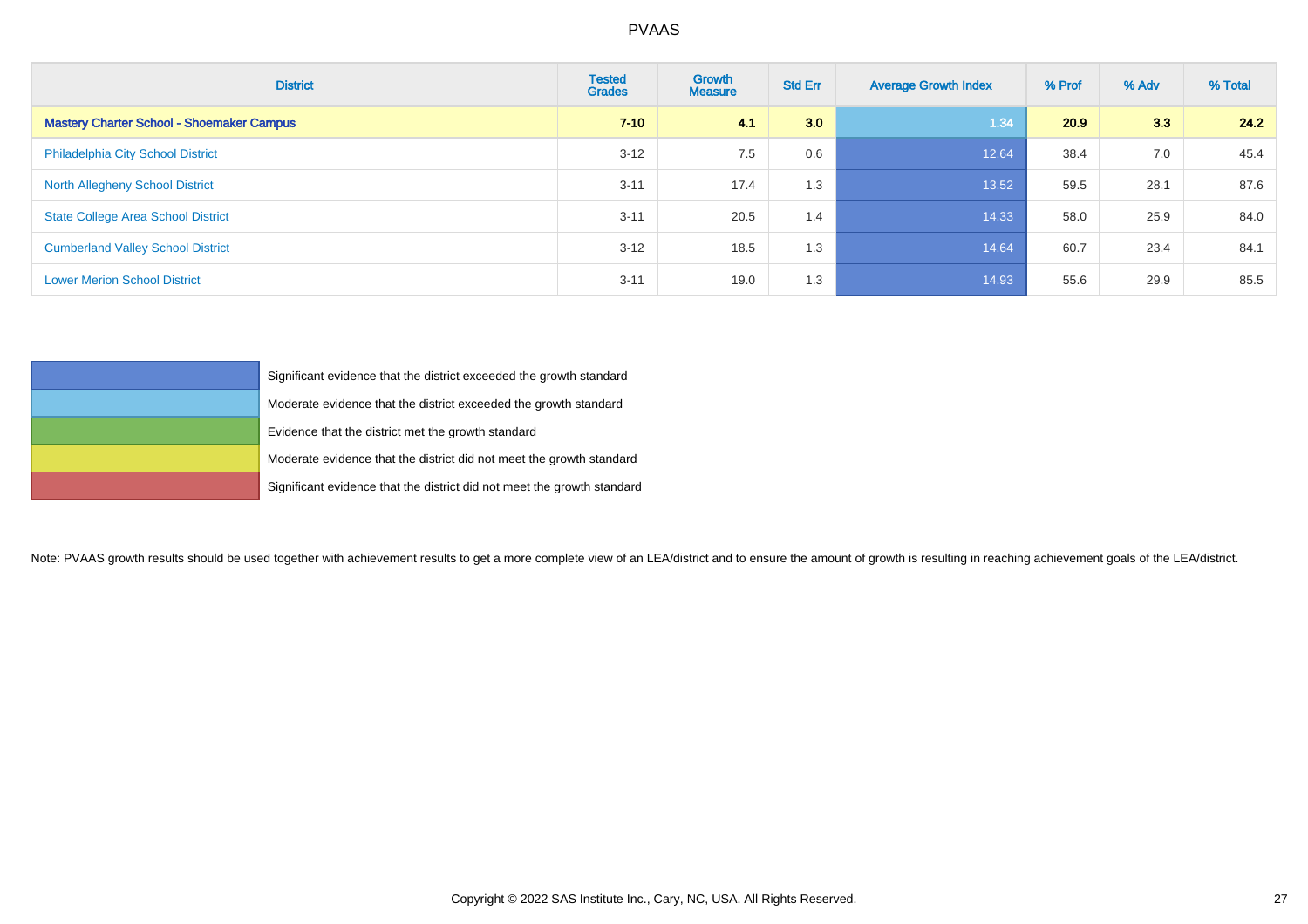PVAAS

| District | Tested Grades | Growth Measure | Std Err | Average Growth Index | % Prof | % Adv | % Total |
|---|---|---|---|---|---|---|---|
| **Mastery Charter School - Shoemaker Campus** | **7-10** | **4.1** | **3.0** | **1.34** | **20.9** | **3.3** | **24.2** |
| Philadelphia City School District | 3-12 | 7.5 | 0.6 | 12.64 | 38.4 | 7.0 | 45.4 |
| North Allegheny School District | 3-11 | 17.4 | 1.3 | 13.52 | 59.5 | 28.1 | 87.6 |
| State College Area School District | 3-11 | 20.5 | 1.4 | 14.33 | 58.0 | 25.9 | 84.0 |
| Cumberland Valley School District | 3-12 | 18.5 | 1.3 | 14.64 | 60.7 | 23.4 | 84.1 |
| Lower Merion School District | 3-11 | 19.0 | 1.3 | 14.93 | 55.6 | 29.9 | 85.5 |

Significant evidence that the district exceeded the growth standard

Moderate evidence that the district exceeded the growth standard

Evidence that the district met the growth standard

Moderate evidence that the district did not meet the growth standard

Significant evidence that the district did not meet the growth standard

Note: PVAAS growth results should be used together with achievement results to get a more complete view of an LEA/district and to ensure the amount of growth is resulting in reaching achievement goals of the LEA/district.

Copyright © 2022 SAS Institute Inc., Cary, NC, USA. All Rights Reserved.